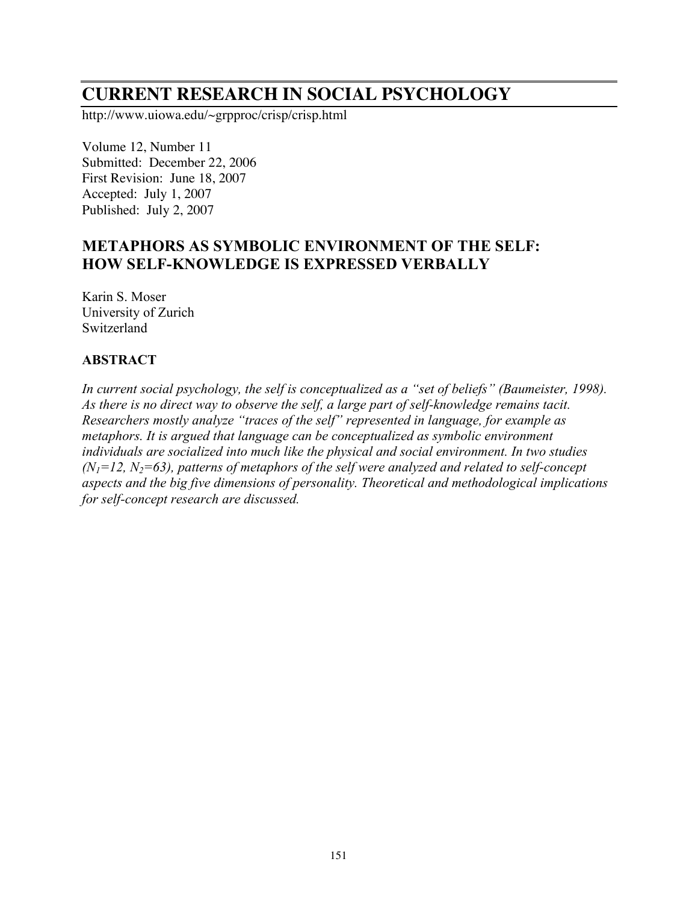# CURRENT RESEARCH IN SOCIAL PSYCHOLOGY

http://www.uiowa.edu/~grpproc/crisp/crisp.html

Volume 12, Number 11
Submitted: December 22, 2006
First Revision: June 18, 2007
Accepted: July 1, 2007
Published: July 2, 2007

## METAPHORS AS SYMBOLIC ENVIRONMENT OF THE SELF: HOW SELF-KNOWLEDGE IS EXPRESSED VERBALLY

Karin S. Moser
University of Zurich
Switzerland

### ABSTRACT

*In current social psychology, the self is conceptualized as a "set of beliefs" (Baumeister, 1998). As there is no direct way to observe the self, a large part of self-knowledge remains tacit. Researchers mostly analyze "traces of the self" represented in language, for example as metaphors. It is argued that language can be conceptualized as symbolic environment individuals are socialized into much like the physical and social environment. In two studies ($N_1$=12, $N_2$=63), patterns of metaphors of the self were analyzed and related to self-concept aspects and the big five dimensions of personality. Theoretical and methodological implications for self-concept research are discussed.*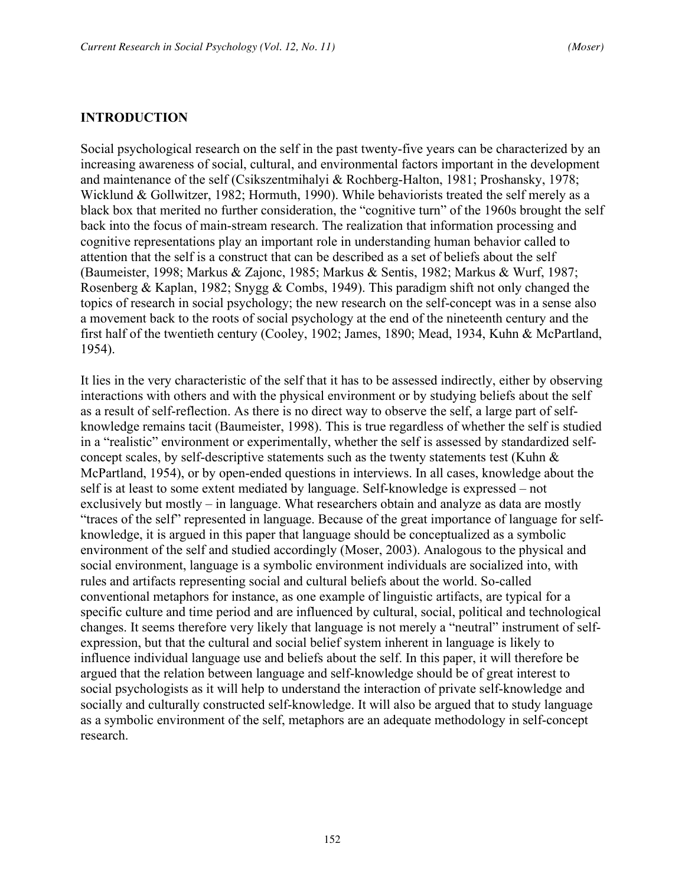## INTRODUCTION

Social psychological research on the self in the past twenty-five years can be characterized by an increasing awareness of social, cultural, and environmental factors important in the development and maintenance of the self (Csikszentmihalyi & Rochberg-Halton, 1981; Proshansky, 1978; Wicklund & Gollwitzer, 1982; Hormuth, 1990). While behaviorists treated the self merely as a black box that merited no further consideration, the "cognitive turn" of the 1960s brought the self back into the focus of main-stream research. The realization that information processing and cognitive representations play an important role in understanding human behavior called to attention that the self is a construct that can be described as a set of beliefs about the self (Baumeister, 1998; Markus & Zajonc, 1985; Markus & Sentis, 1982; Markus & Wurf, 1987; Rosenberg & Kaplan, 1982; Snygg & Combs, 1949). This paradigm shift not only changed the topics of research in social psychology; the new research on the self-concept was in a sense also a movement back to the roots of social psychology at the end of the nineteenth century and the first half of the twentieth century (Cooley, 1902; James, 1890; Mead, 1934, Kuhn & McPartland, 1954).

It lies in the very characteristic of the self that it has to be assessed indirectly, either by observing interactions with others and with the physical environment or by studying beliefs about the self as a result of self-reflection. As there is no direct way to observe the self, a large part of self-knowledge remains tacit (Baumeister, 1998). This is true regardless of whether the self is studied in a "realistic" environment or experimentally, whether the self is assessed by standardized self-concept scales, by self-descriptive statements such as the twenty statements test (Kuhn & McPartland, 1954), or by open-ended questions in interviews. In all cases, knowledge about the self is at least to some extent mediated by language. Self-knowledge is expressed – not exclusively but mostly – in language. What researchers obtain and analyze as data are mostly "traces of the self" represented in language. Because of the great importance of language for self-knowledge, it is argued in this paper that language should be conceptualized as a symbolic environment of the self and studied accordingly (Moser, 2003). Analogous to the physical and social environment, language is a symbolic environment individuals are socialized into, with rules and artifacts representing social and cultural beliefs about the world. So-called conventional metaphors for instance, as one example of linguistic artifacts, are typical for a specific culture and time period and are influenced by cultural, social, political and technological changes. It seems therefore very likely that language is not merely a "neutral" instrument of self-expression, but that the cultural and social belief system inherent in language is likely to influence individual language use and beliefs about the self. In this paper, it will therefore be argued that the relation between language and self-knowledge should be of great interest to social psychologists as it will help to understand the interaction of private self-knowledge and socially and culturally constructed self-knowledge. It will also be argued that to study language as a symbolic environment of the self, metaphors are an adequate methodology in self-concept research.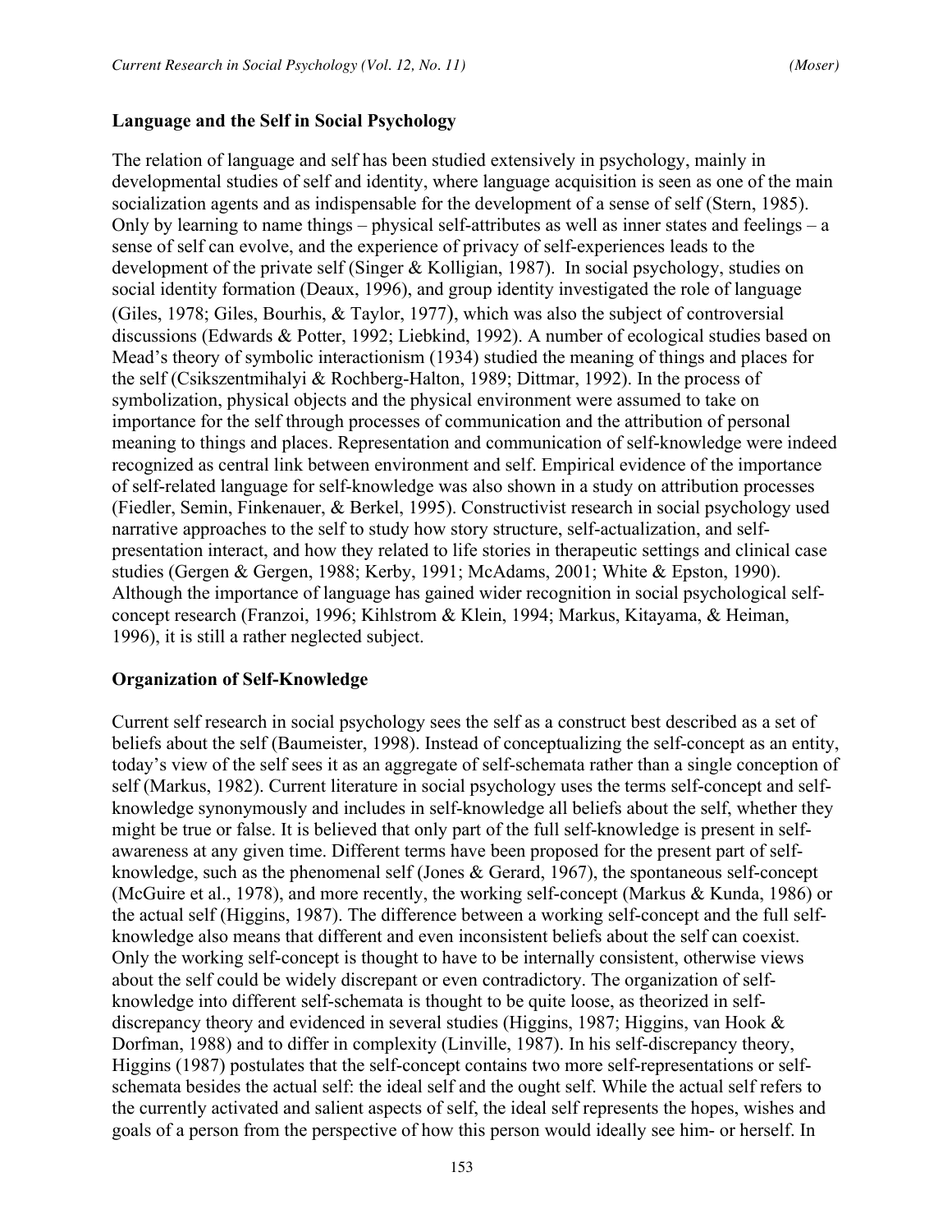## Language and the Self in Social Psychology

The relation of language and self has been studied extensively in psychology, mainly in developmental studies of self and identity, where language acquisition is seen as one of the main socialization agents and as indispensable for the development of a sense of self (Stern, 1985). Only by learning to name things – physical self-attributes as well as inner states and feelings – a sense of self can evolve, and the experience of privacy of self-experiences leads to the development of the private self (Singer & Kolligian, 1987). In social psychology, studies on social identity formation (Deaux, 1996), and group identity investigated the role of language (Giles, 1978; Giles, Bourhis, & Taylor, 1977), which was also the subject of controversial discussions (Edwards & Potter, 1992; Liebkind, 1992). A number of ecological studies based on Mead's theory of symbolic interactionism (1934) studied the meaning of things and places for the self (Csikszentmihalyi & Rochberg-Halton, 1989; Dittmar, 1992). In the process of symbolization, physical objects and the physical environment were assumed to take on importance for the self through processes of communication and the attribution of personal meaning to things and places. Representation and communication of self-knowledge were indeed recognized as central link between environment and self. Empirical evidence of the importance of self-related language for self-knowledge was also shown in a study on attribution processes (Fiedler, Semin, Finkenauer, & Berkel, 1995). Constructivist research in social psychology used narrative approaches to the self to study how story structure, self-actualization, and self-presentation interact, and how they related to life stories in therapeutic settings and clinical case studies (Gergen & Gergen, 1988; Kerby, 1991; McAdams, 2001; White & Epston, 1990). Although the importance of language has gained wider recognition in social psychological self-concept research (Franzoi, 1996; Kihlstrom & Klein, 1994; Markus, Kitayama, & Heiman, 1996), it is still a rather neglected subject.

## Organization of Self-Knowledge

Current self research in social psychology sees the self as a construct best described as a set of beliefs about the self (Baumeister, 1998). Instead of conceptualizing the self-concept as an entity, today's view of the self sees it as an aggregate of self-schemata rather than a single conception of self (Markus, 1982). Current literature in social psychology uses the terms self-concept and self-knowledge synonymously and includes in self-knowledge all beliefs about the self, whether they might be true or false. It is believed that only part of the full self-knowledge is present in self-awareness at any given time. Different terms have been proposed for the present part of self-knowledge, such as the phenomenal self (Jones & Gerard, 1967), the spontaneous self-concept (McGuire et al., 1978), and more recently, the working self-concept (Markus & Kunda, 1986) or the actual self (Higgins, 1987). The difference between a working self-concept and the full self-knowledge also means that different and even inconsistent beliefs about the self can coexist. Only the working self-concept is thought to have to be internally consistent, otherwise views about the self could be widely discrepant or even contradictory. The organization of self-knowledge into different self-schemata is thought to be quite loose, as theorized in self-discrepancy theory and evidenced in several studies (Higgins, 1987; Higgins, van Hook & Dorfman, 1988) and to differ in complexity (Linville, 1987). In his self-discrepancy theory, Higgins (1987) postulates that the self-concept contains two more self-representations or self-schemata besides the actual self: the ideal self and the ought self. While the actual self refers to the currently activated and salient aspects of self, the ideal self represents the hopes, wishes and goals of a person from the perspective of how this person would ideally see him- or herself. In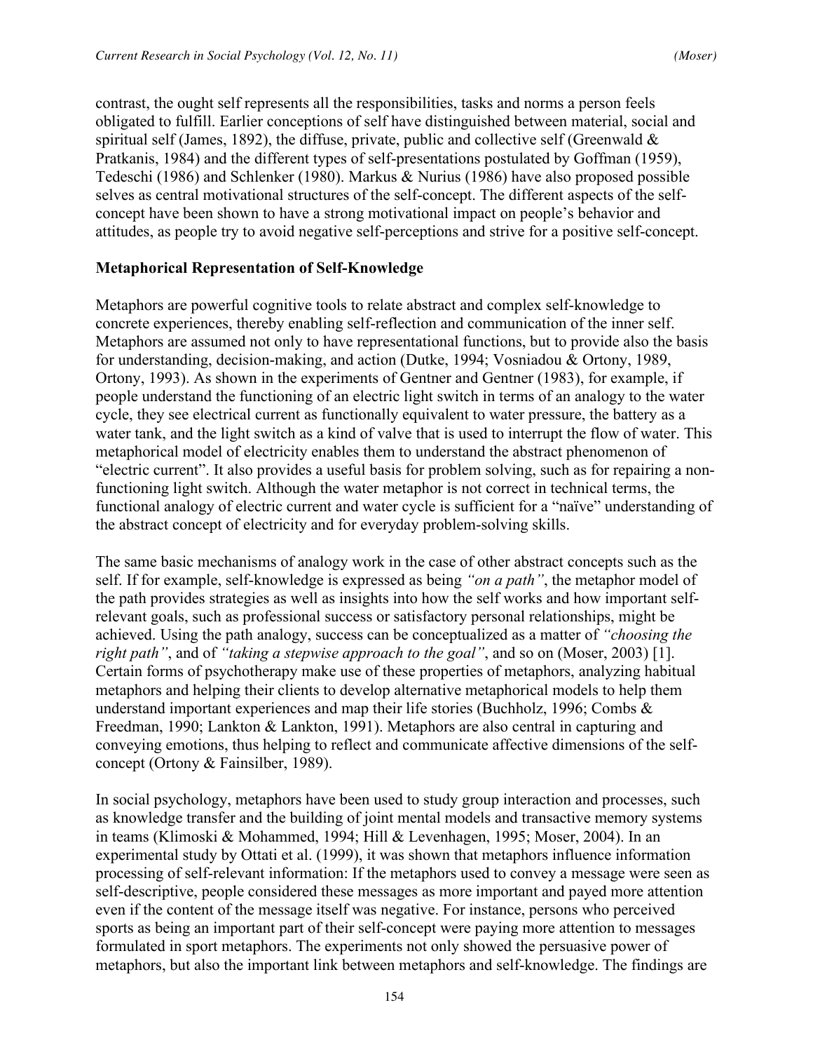contrast, the ought self represents all the responsibilities, tasks and norms a person feels obligated to fulfill. Earlier conceptions of self have distinguished between material, social and spiritual self (James, 1892), the diffuse, private, public and collective self (Greenwald & Pratkanis, 1984) and the different types of self-presentations postulated by Goffman (1959), Tedeschi (1986) and Schlenker (1980). Markus & Nurius (1986) have also proposed possible selves as central motivational structures of the self-concept. The different aspects of the self-concept have been shown to have a strong motivational impact on people's behavior and attitudes, as people try to avoid negative self-perceptions and strive for a positive self-concept.

**Metaphorical Representation of Self-Knowledge**

Metaphors are powerful cognitive tools to relate abstract and complex self-knowledge to concrete experiences, thereby enabling self-reflection and communication of the inner self. Metaphors are assumed not only to have representational functions, but to provide also the basis for understanding, decision-making, and action (Dutke, 1994; Vosniadou & Ortony, 1989, Ortony, 1993). As shown in the experiments of Gentner and Gentner (1983), for example, if people understand the functioning of an electric light switch in terms of an analogy to the water cycle, they see electrical current as functionally equivalent to water pressure, the battery as a water tank, and the light switch as a kind of valve that is used to interrupt the flow of water. This metaphorical model of electricity enables them to understand the abstract phenomenon of "electric current". It also provides a useful basis for problem solving, such as for repairing a non-functioning light switch. Although the water metaphor is not correct in technical terms, the functional analogy of electric current and water cycle is sufficient for a "naïve" understanding of the abstract concept of electricity and for everyday problem-solving skills.

The same basic mechanisms of analogy work in the case of other abstract concepts such as the self. If for example, self-knowledge is expressed as being *"on a path"*, the metaphor model of the path provides strategies as well as insights into how the self works and how important self-relevant goals, such as professional success or satisfactory personal relationships, might be achieved. Using the path analogy, success can be conceptualized as a matter of *"choosing the right path"*, and of *"taking a stepwise approach to the goal"*, and so on (Moser, 2003) [1]. Certain forms of psychotherapy make use of these properties of metaphors, analyzing habitual metaphors and helping their clients to develop alternative metaphorical models to help them understand important experiences and map their life stories (Buchholz, 1996; Combs & Freedman, 1990; Lankton & Lankton, 1991). Metaphors are also central in capturing and conveying emotions, thus helping to reflect and communicate affective dimensions of the self-concept (Ortony & Fainsilber, 1989).

In social psychology, metaphors have been used to study group interaction and processes, such as knowledge transfer and the building of joint mental models and transactive memory systems in teams (Klimoski & Mohammed, 1994; Hill & Levenhagen, 1995; Moser, 2004). In an experimental study by Ottati et al. (1999), it was shown that metaphors influence information processing of self-relevant information: If the metaphors used to convey a message were seen as self-descriptive, people considered these messages as more important and payed more attention even if the content of the message itself was negative. For instance, persons who perceived sports as being an important part of their self-concept were paying more attention to messages formulated in sport metaphors. The experiments not only showed the persuasive power of metaphors, but also the important link between metaphors and self-knowledge. The findings are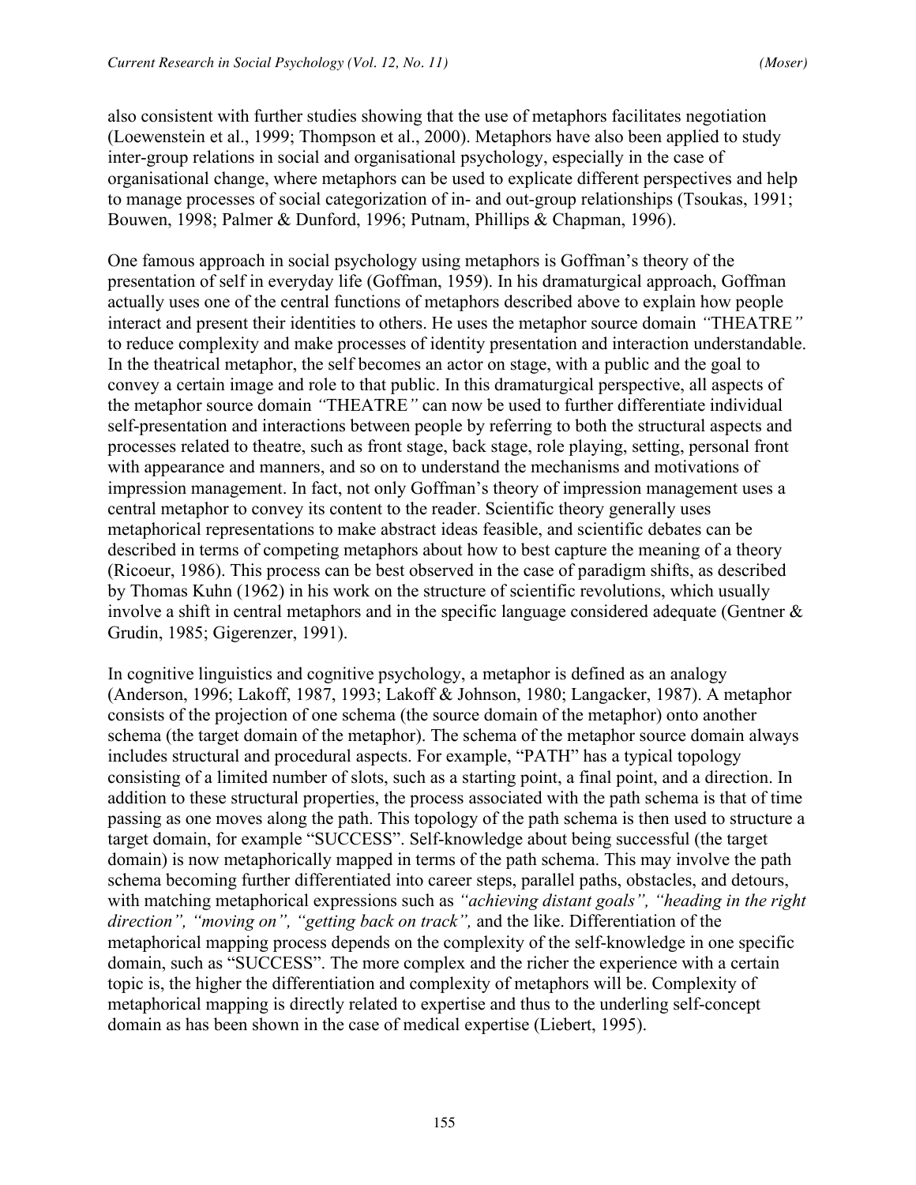also consistent with further studies showing that the use of metaphors facilitates negotiation (Loewenstein et al., 1999; Thompson et al., 2000). Metaphors have also been applied to study inter-group relations in social and organisational psychology, especially in the case of organisational change, where metaphors can be used to explicate different perspectives and help to manage processes of social categorization of in- and out-group relationships (Tsoukas, 1991; Bouwen, 1998; Palmer & Dunford, 1996; Putnam, Phillips & Chapman, 1996).

One famous approach in social psychology using metaphors is Goffman's theory of the presentation of self in everyday life (Goffman, 1959). In his dramaturgical approach, Goffman actually uses one of the central functions of metaphors described above to explain how people interact and present their identities to others. He uses the metaphor source domain *"*THEATRE*"* to reduce complexity and make processes of identity presentation and interaction understandable. In the theatrical metaphor, the self becomes an actor on stage, with a public and the goal to convey a certain image and role to that public. In this dramaturgical perspective, all aspects of the metaphor source domain *"*THEATRE*"* can now be used to further differentiate individual self-presentation and interactions between people by referring to both the structural aspects and processes related to theatre, such as front stage, back stage, role playing, setting, personal front with appearance and manners, and so on to understand the mechanisms and motivations of impression management. In fact, not only Goffman's theory of impression management uses a central metaphor to convey its content to the reader. Scientific theory generally uses metaphorical representations to make abstract ideas feasible, and scientific debates can be described in terms of competing metaphors about how to best capture the meaning of a theory (Ricoeur, 1986). This process can be best observed in the case of paradigm shifts, as described by Thomas Kuhn (1962) in his work on the structure of scientific revolutions, which usually involve a shift in central metaphors and in the specific language considered adequate (Gentner & Grudin, 1985; Gigerenzer, 1991).

In cognitive linguistics and cognitive psychology, a metaphor is defined as an analogy (Anderson, 1996; Lakoff, 1987, 1993; Lakoff & Johnson, 1980; Langacker, 1987). A metaphor consists of the projection of one schema (the source domain of the metaphor) onto another schema (the target domain of the metaphor). The schema of the metaphor source domain always includes structural and procedural aspects. For example, "PATH" has a typical topology consisting of a limited number of slots, such as a starting point, a final point, and a direction. In addition to these structural properties, the process associated with the path schema is that of time passing as one moves along the path. This topology of the path schema is then used to structure a target domain, for example "SUCCESS". Self-knowledge about being successful (the target domain) is now metaphorically mapped in terms of the path schema. This may involve the path schema becoming further differentiated into career steps, parallel paths, obstacles, and detours, with matching metaphorical expressions such as *"achieving distant goals", "heading in the right direction", "moving on", "getting back on track",* and the like. Differentiation of the metaphorical mapping process depends on the complexity of the self-knowledge in one specific domain, such as "SUCCESS". The more complex and the richer the experience with a certain topic is, the higher the differentiation and complexity of metaphors will be. Complexity of metaphorical mapping is directly related to expertise and thus to the underling self-concept domain as has been shown in the case of medical expertise (Liebert, 1995).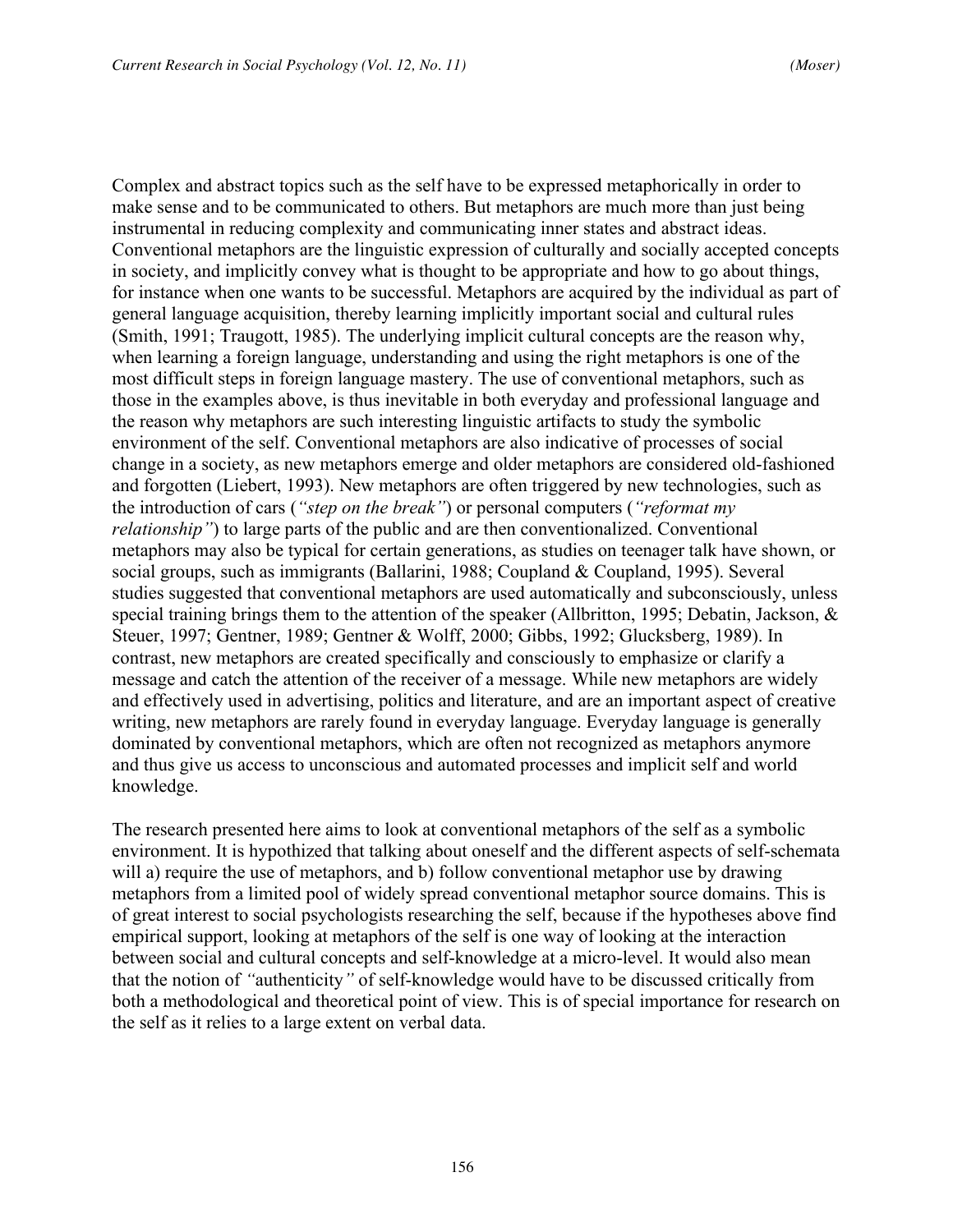Complex and abstract topics such as the self have to be expressed metaphorically in order to make sense and to be communicated to others. But metaphors are much more than just being instrumental in reducing complexity and communicating inner states and abstract ideas. Conventional metaphors are the linguistic expression of culturally and socially accepted concepts in society, and implicitly convey what is thought to be appropriate and how to go about things, for instance when one wants to be successful. Metaphors are acquired by the individual as part of general language acquisition, thereby learning implicitly important social and cultural rules (Smith, 1991; Traugott, 1985). The underlying implicit cultural concepts are the reason why, when learning a foreign language, understanding and using the right metaphors is one of the most difficult steps in foreign language mastery. The use of conventional metaphors, such as those in the examples above, is thus inevitable in both everyday and professional language and the reason why metaphors are such interesting linguistic artifacts to study the symbolic environment of the self. Conventional metaphors are also indicative of processes of social change in a society, as new metaphors emerge and older metaphors are considered old-fashioned and forgotten (Liebert, 1993). New metaphors are often triggered by new technologies, such as the introduction of cars (*"step on the break"*) or personal computers (*"reformat my relationship"*) to large parts of the public and are then conventionalized. Conventional metaphors may also be typical for certain generations, as studies on teenager talk have shown, or social groups, such as immigrants (Ballarini, 1988; Coupland & Coupland, 1995). Several studies suggested that conventional metaphors are used automatically and subconsciously, unless special training brings them to the attention of the speaker (Allbritton, 1995; Debatin, Jackson, & Steuer, 1997; Gentner, 1989; Gentner & Wolff, 2000; Gibbs, 1992; Glucksberg, 1989). In contrast, new metaphors are created specifically and consciously to emphasize or clarify a message and catch the attention of the receiver of a message. While new metaphors are widely and effectively used in advertising, politics and literature, and are an important aspect of creative writing, new metaphors are rarely found in everyday language. Everyday language is generally dominated by conventional metaphors, which are often not recognized as metaphors anymore and thus give us access to unconscious and automated processes and implicit self and world knowledge.

The research presented here aims to look at conventional metaphors of the self as a symbolic environment. It is hypothized that talking about oneself and the different aspects of self-schemata will a) require the use of metaphors, and b) follow conventional metaphor use by drawing metaphors from a limited pool of widely spread conventional metaphor source domains. This is of great interest to social psychologists researching the self, because if the hypotheses above find empirical support, looking at metaphors of the self is one way of looking at the interaction between social and cultural concepts and self-knowledge at a micro-level. It would also mean that the notion of *"*authenticity*"* of self-knowledge would have to be discussed critically from both a methodological and theoretical point of view. This is of special importance for research on the self as it relies to a large extent on verbal data.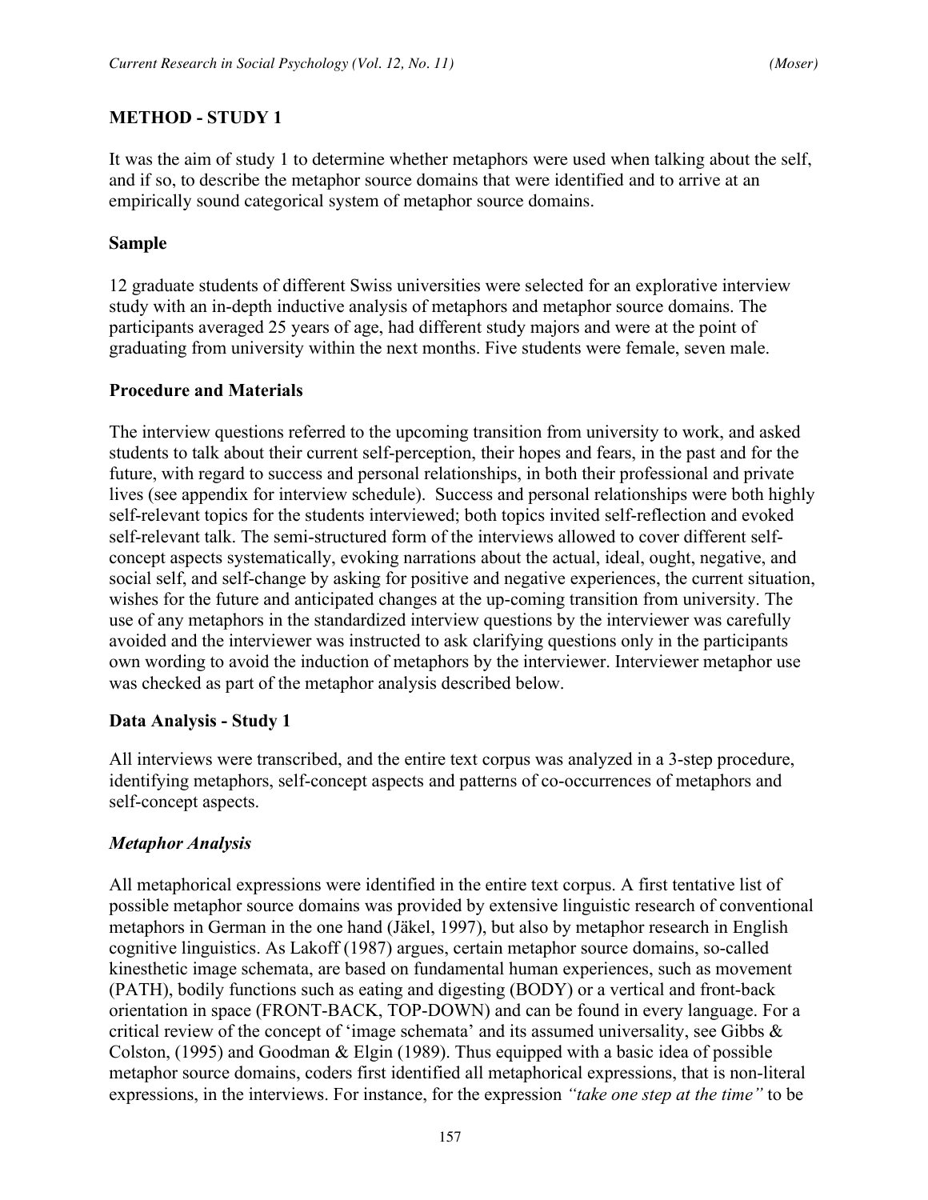## METHOD - STUDY 1

It was the aim of study 1 to determine whether metaphors were used when talking about the self, and if so, to describe the metaphor source domains that were identified and to arrive at an empirically sound categorical system of metaphor source domains.

### Sample

12 graduate students of different Swiss universities were selected for an explorative interview study with an in-depth inductive analysis of metaphors and metaphor source domains. The participants averaged 25 years of age, had different study majors and were at the point of graduating from university within the next months. Five students were female, seven male.

### Procedure and Materials

The interview questions referred to the upcoming transition from university to work, and asked students to talk about their current self-perception, their hopes and fears, in the past and for the future, with regard to success and personal relationships, in both their professional and private lives (see appendix for interview schedule). Success and personal relationships were both highly self-relevant topics for the students interviewed; both topics invited self-reflection and evoked self-relevant talk. The semi-structured form of the interviews allowed to cover different self-concept aspects systematically, evoking narrations about the actual, ideal, ought, negative, and social self, and self-change by asking for positive and negative experiences, the current situation, wishes for the future and anticipated changes at the up-coming transition from university. The use of any metaphors in the standardized interview questions by the interviewer was carefully avoided and the interviewer was instructed to ask clarifying questions only in the participants own wording to avoid the induction of metaphors by the interviewer. Interviewer metaphor use was checked as part of the metaphor analysis described below.

### Data Analysis - Study 1

All interviews were transcribed, and the entire text corpus was analyzed in a 3-step procedure, identifying metaphors, self-concept aspects and patterns of co-occurrences of metaphors and self-concept aspects.

#### *Metaphor Analysis*

All metaphorical expressions were identified in the entire text corpus. A first tentative list of possible metaphor source domains was provided by extensive linguistic research of conventional metaphors in German in the one hand (Jäkel, 1997), but also by metaphor research in English cognitive linguistics. As Lakoff (1987) argues, certain metaphor source domains, so-called kinesthetic image schemata, are based on fundamental human experiences, such as movement (PATH), bodily functions such as eating and digesting (BODY) or a vertical and front-back orientation in space (FRONT-BACK, TOP-DOWN) and can be found in every language. For a critical review of the concept of 'image schemata' and its assumed universality, see Gibbs & Colston, (1995) and Goodman & Elgin (1989). Thus equipped with a basic idea of possible metaphor source domains, coders first identified all metaphorical expressions, that is non-literal expressions, in the interviews. For instance, for the expression *"take one step at the time"* to be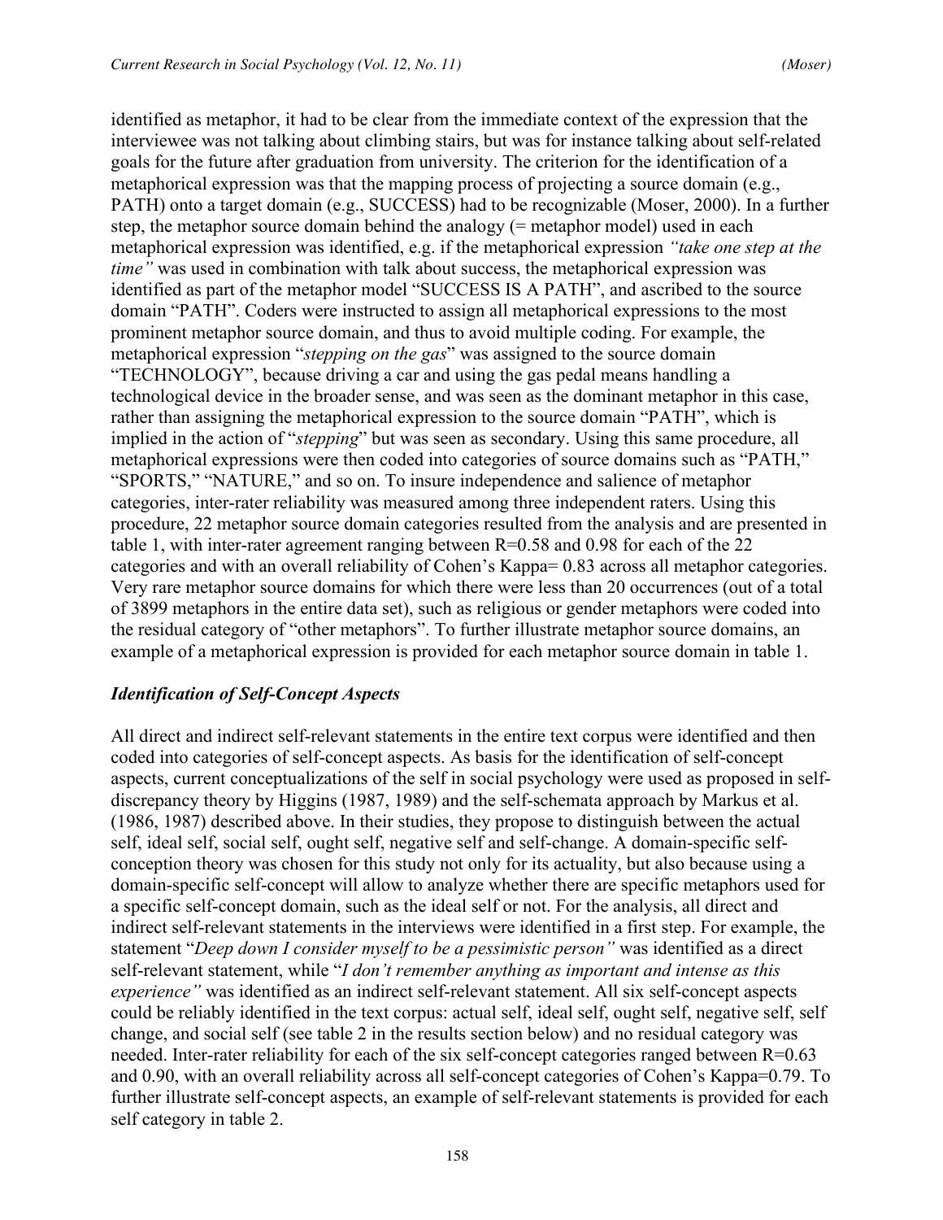identified as metaphor, it had to be clear from the immediate context of the expression that the interviewee was not talking about climbing stairs, but was for instance talking about self-related goals for the future after graduation from university. The criterion for the identification of a metaphorical expression was that the mapping process of projecting a source domain (e.g., PATH) onto a target domain (e.g., SUCCESS) had to be recognizable (Moser, 2000). In a further step, the metaphor source domain behind the analogy (= metaphor model) used in each metaphorical expression was identified, e.g. if the metaphorical expression *"take one step at the time"* was used in combination with talk about success, the metaphorical expression was identified as part of the metaphor model "SUCCESS IS A PATH", and ascribed to the source domain "PATH". Coders were instructed to assign all metaphorical expressions to the most prominent metaphor source domain, and thus to avoid multiple coding. For example, the metaphorical expression "*stepping on the gas*" was assigned to the source domain "TECHNOLOGY", because driving a car and using the gas pedal means handling a technological device in the broader sense, and was seen as the dominant metaphor in this case, rather than assigning the metaphorical expression to the source domain "PATH", which is implied in the action of "*stepping*" but was seen as secondary. Using this same procedure, all metaphorical expressions were then coded into categories of source domains such as "PATH," "SPORTS," "NATURE," and so on. To insure independence and salience of metaphor categories, inter-rater reliability was measured among three independent raters. Using this procedure, 22 metaphor source domain categories resulted from the analysis and are presented in table 1, with inter-rater agreement ranging between R=0.58 and 0.98 for each of the 22 categories and with an overall reliability of Cohen's Kappa= 0.83 across all metaphor categories. Very rare metaphor source domains for which there were less than 20 occurrences (out of a total of 3899 metaphors in the entire data set), such as religious or gender metaphors were coded into the residual category of "other metaphors". To further illustrate metaphor source domains, an example of a metaphorical expression is provided for each metaphor source domain in table 1.

### *Identification of Self-Concept Aspects*

All direct and indirect self-relevant statements in the entire text corpus were identified and then coded into categories of self-concept aspects. As basis for the identification of self-concept aspects, current conceptualizations of the self in social psychology were used as proposed in self-discrepancy theory by Higgins (1987, 1989) and the self-schemata approach by Markus et al. (1986, 1987) described above. In their studies, they propose to distinguish between the actual self, ideal self, social self, ought self, negative self and self-change. A domain-specific self-conception theory was chosen for this study not only for its actuality, but also because using a domain-specific self-concept will allow to analyze whether there are specific metaphors used for a specific self-concept domain, such as the ideal self or not. For the analysis, all direct and indirect self-relevant statements in the interviews were identified in a first step. For example, the statement "*Deep down I consider myself to be a pessimistic person"* was identified as a direct self-relevant statement, while "*I don't remember anything as important and intense as this experience"* was identified as an indirect self-relevant statement. All six self-concept aspects could be reliably identified in the text corpus: actual self, ideal self, ought self, negative self, self change, and social self (see table 2 in the results section below) and no residual category was needed. Inter-rater reliability for each of the six self-concept categories ranged between R=0.63 and 0.90, with an overall reliability across all self-concept categories of Cohen's Kappa=0.79. To further illustrate self-concept aspects, an example of self-relevant statements is provided for each self category in table 2.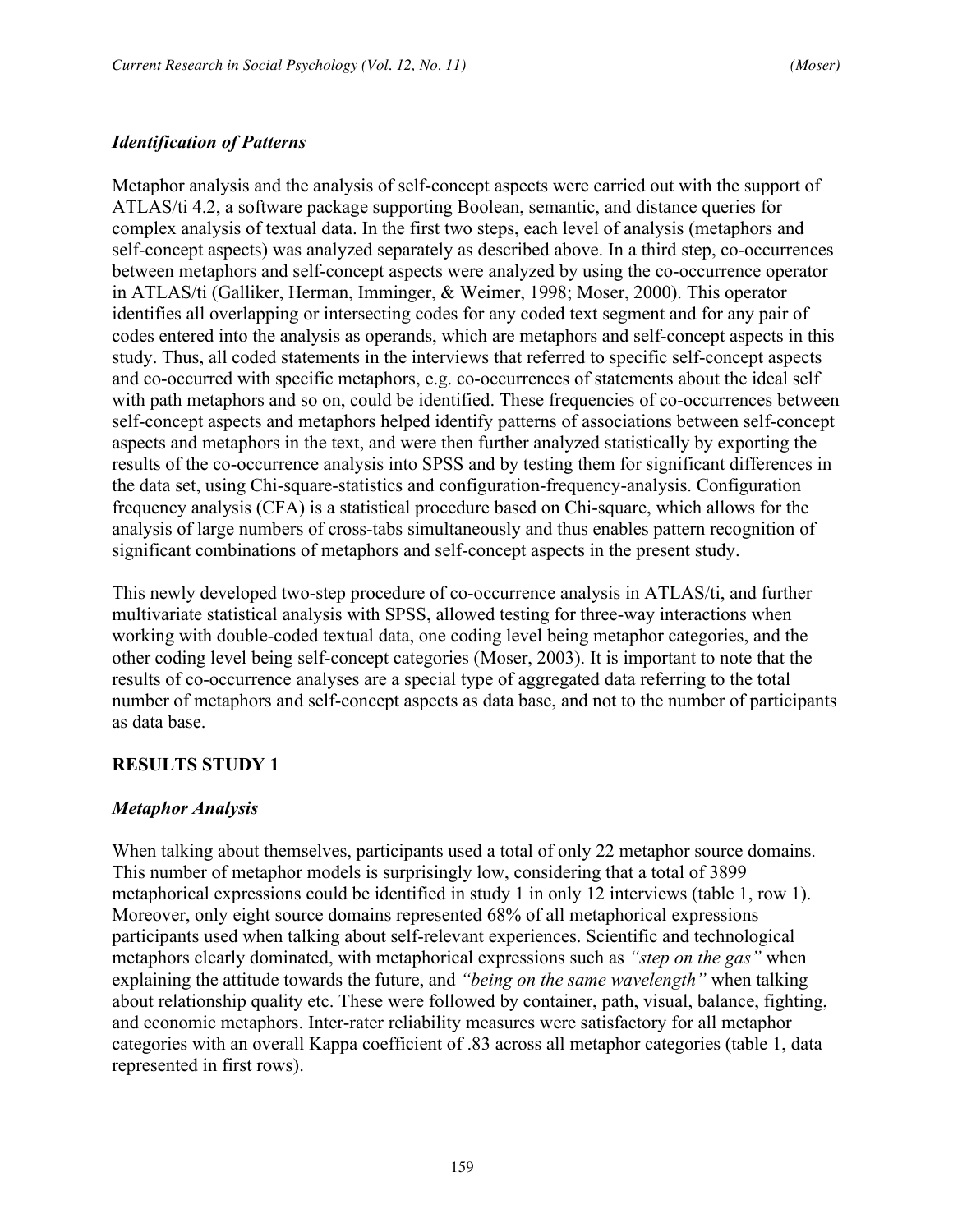### *Identification of Patterns*

Metaphor analysis and the analysis of self-concept aspects were carried out with the support of ATLAS/ti 4.2, a software package supporting Boolean, semantic, and distance queries for complex analysis of textual data. In the first two steps, each level of analysis (metaphors and self-concept aspects) was analyzed separately as described above. In a third step, co-occurrences between metaphors and self-concept aspects were analyzed by using the co-occurrence operator in ATLAS/ti (Galliker, Herman, Imminger, & Weimer, 1998; Moser, 2000). This operator identifies all overlapping or intersecting codes for any coded text segment and for any pair of codes entered into the analysis as operands, which are metaphors and self-concept aspects in this study. Thus, all coded statements in the interviews that referred to specific self-concept aspects and co-occurred with specific metaphors, e.g. co-occurrences of statements about the ideal self with path metaphors and so on, could be identified. These frequencies of co-occurrences between self-concept aspects and metaphors helped identify patterns of associations between self-concept aspects and metaphors in the text, and were then further analyzed statistically by exporting the results of the co-occurrence analysis into SPSS and by testing them for significant differences in the data set, using Chi-square-statistics and configuration-frequency-analysis. Configuration frequency analysis (CFA) is a statistical procedure based on Chi-square, which allows for the analysis of large numbers of cross-tabs simultaneously and thus enables pattern recognition of significant combinations of metaphors and self-concept aspects in the present study.

This newly developed two-step procedure of co-occurrence analysis in ATLAS/ti, and further multivariate statistical analysis with SPSS, allowed testing for three-way interactions when working with double-coded textual data, one coding level being metaphor categories, and the other coding level being self-concept categories (Moser, 2003). It is important to note that the results of co-occurrence analyses are a special type of aggregated data referring to the total number of metaphors and self-concept aspects as data base, and not to the number of participants as data base.

## RESULTS STUDY 1

### *Metaphor Analysis*

When talking about themselves, participants used a total of only 22 metaphor source domains. This number of metaphor models is surprisingly low, considering that a total of 3899 metaphorical expressions could be identified in study 1 in only 12 interviews (table 1, row 1). Moreover, only eight source domains represented 68% of all metaphorical expressions participants used when talking about self-relevant experiences. Scientific and technological metaphors clearly dominated, with metaphorical expressions such as *"step on the gas"* when explaining the attitude towards the future, and *"being on the same wavelength"* when talking about relationship quality etc. These were followed by container, path, visual, balance, fighting, and economic metaphors. Inter-rater reliability measures were satisfactory for all metaphor categories with an overall Kappa coefficient of .83 across all metaphor categories (table 1, data represented in first rows).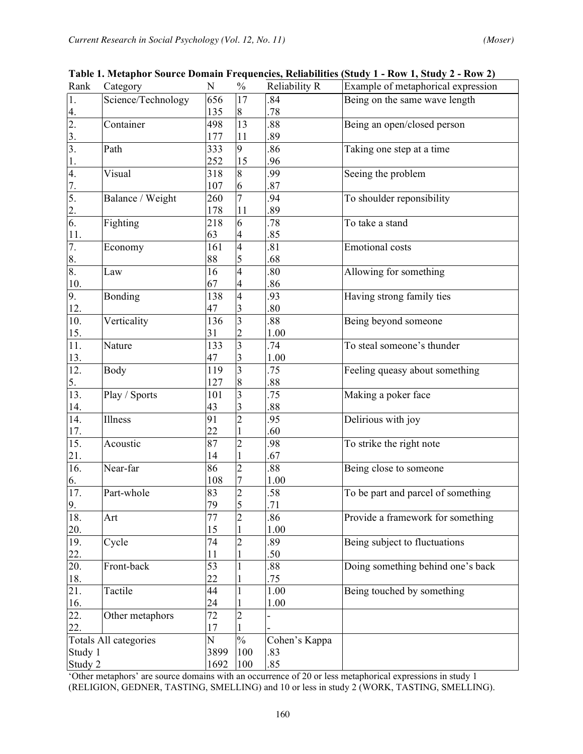**Table 1. Metaphor Source Domain Frequencies, Reliabilities (Study 1 - Row 1, Study 2 - Row 2)**

| Rank | Category | N | % | Reliability R | Example of metaphorical expression |
|---|---|---|---|---|---|
| 1.<br>4. | Science/Technology | 656<br>135 | 17<br>8 | .84<br>.78 | Being on the same wave length |
| 2.<br>3. | Container | 498<br>177 | 13<br>11 | .88<br>.89 | Being an open/closed person |
| 3.<br>1. | Path | 333<br>252 | 9<br>15 | .86<br>.96 | Taking one step at a time |
| 4.<br>7. | Visual | 318<br>107 | 8<br>6 | .99<br>.87 | Seeing the problem |
| 5.<br>2. | Balance / Weight | 260<br>178 | 7<br>11 | .94<br>.89 | To shoulder reponsibility |
| 6.<br>11. | Fighting | 218<br>63 | 6<br>4 | .78<br>.85 | To take a stand |
| 7.<br>8. | Economy | 161<br>88 | 4<br>5 | .81<br>.68 | Emotional costs |
| 8.<br>10. | Law | 16<br>67 | 4<br>4 | .80<br>.86 | Allowing for something |
| 9.<br>12. | Bonding | 138<br>47 | 4<br>3 | .93<br>.80 | Having strong family ties |
| 10.<br>15. | Verticality | 136<br>31 | 3<br>2 | .88<br>1.00 | Being beyond someone |
| 11.<br>13. | Nature | 133<br>47 | 3<br>3 | .74<br>1.00 | To steal someone's thunder |
| 12.<br>5. | Body | 119<br>127 | 3<br>8 | .75<br>.88 | Feeling queasy about something |
| 13.<br>14. | Play / Sports | 101<br>43 | 3<br>3 | .75<br>.88 | Making a poker face |
| 14.<br>17. | Illness | 91<br>22 | 2<br>1 | .95<br>.60 | Delirious with joy |
| 15.<br>21. | Acoustic | 87<br>14 | 2<br>1 | .98<br>.67 | To strike the right note |
| 16.<br>6. | Near-far | 86<br>108 | 2<br>7 | .88<br>1.00 | Being close to someone |
| 17.<br>9. | Part-whole | 83<br>79 | 2<br>5 | .58<br>.71 | To be part and parcel of something |
| 18.<br>20. | Art | 77<br>15 | 2<br>1 | .86<br>1.00 | Provide a framework for something |
| 19.<br>22. | Cycle | 74<br>11 | 2<br>1 | .89<br>.50 | Being subject to fluctuations |
| 20.<br>18. | Front-back | 53<br>22 | 1<br>1 | .88<br>.75 | Doing something behind one's back |
| 21.<br>16. | Tactile | 44<br>24 | 1<br>1 | 1.00<br>1.00 | Being touched by something |
| 22.<br>22. | Other metaphors | 72<br>17 | 2<br>1 | -<br>- | |
| Totals All categories | | N | % | Cohen's Kappa | |
| Study 1 | | 3899 | 100 | .83 | |
| Study 2 | | 1692 | 100 | .85 | |

'Other metaphors' are source domains with an occurrence of 20 or less metaphorical expressions in study 1 (RELIGION, GEDNER, TASTING, SMELLING) and 10 or less in study 2 (WORK, TASTING, SMELLING).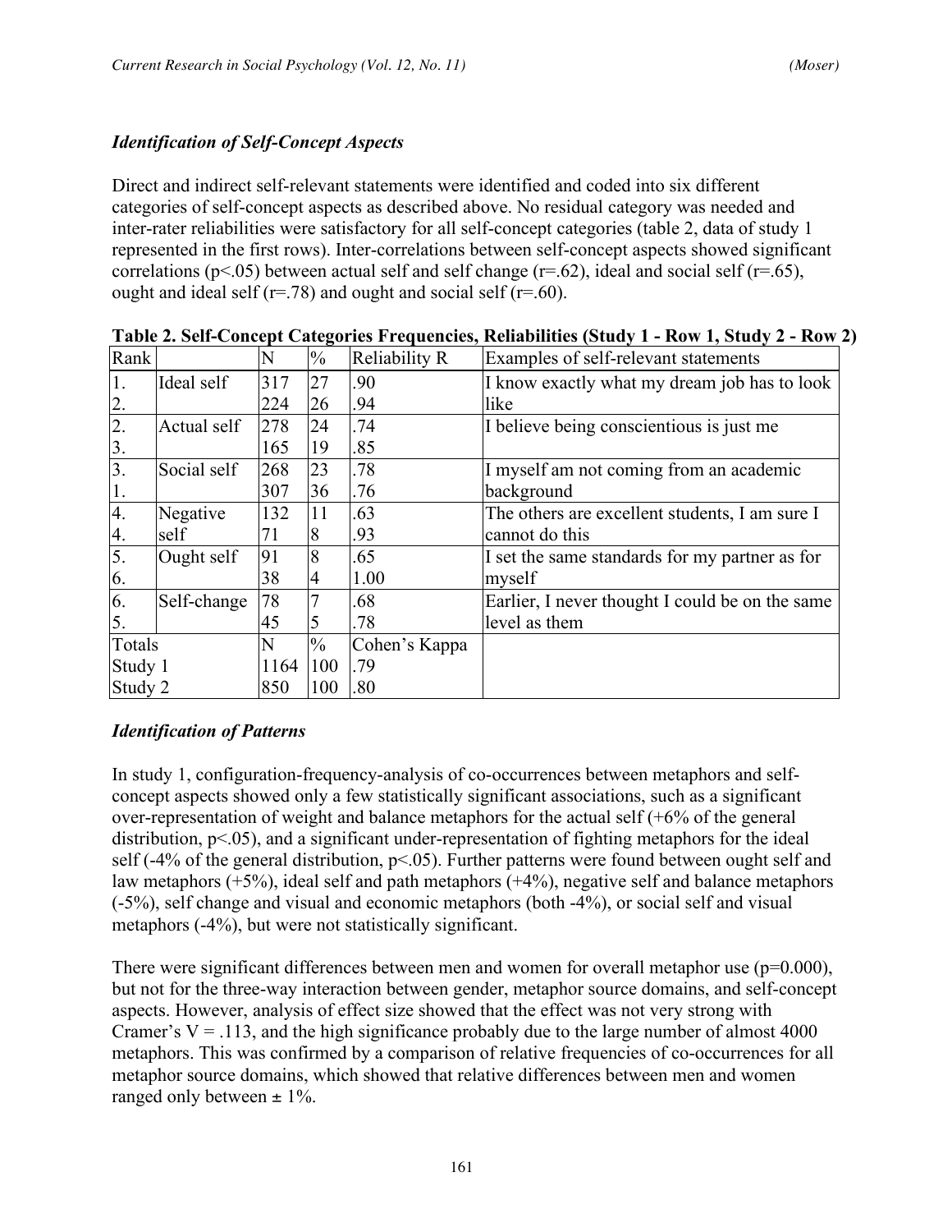### *Identification of Self-Concept Aspects*

Direct and indirect self-relevant statements were identified and coded into six different categories of self-concept aspects as described above. No residual category was needed and inter-rater reliabilities were satisfactory for all self-concept categories (table 2, data of study 1 represented in the first rows). Inter-correlations between self-concept aspects showed significant correlations ($p<.05$) between actual self and self change ($r=.62$), ideal and social self ($r=.65$), ought and ideal self ($r=.78$) and ought and social self ($r=.60$).

**Table 2. Self-Concept Categories Frequencies, Reliabilities (Study 1 - Row 1, Study 2 - Row 2)**

| Rank | | N | % | Reliability R | Examples of self-relevant statements |
|---|---|---|---|---|---|
| 1.<br>2. | Ideal self | 317<br>224 | 27<br>26 | .90<br>.94 | I know exactly what my dream job has to look like |
| 2.<br>3. | Actual self | 278<br>165 | 24<br>19 | .74<br>.85 | I believe being conscientious is just me |
| 3.<br>1. | Social self | 268<br>307 | 23<br>36 | .78<br>.76 | I myself am not coming from an academic background |
| 4.<br>4. | Negative self | 132<br>71 | 11<br>8 | .63<br>.93 | The others are excellent students, I am sure I cannot do this |
| 5.<br>6. | Ought self | 91<br>38 | 8<br>4 | .65<br>1.00 | I set the same standards for my partner as for myself |
| 6.<br>5. | Self-change | 78<br>45 | 7<br>5 | .68<br>.78 | Earlier, I never thought I could be on the same level as them |
| Totals<br>Study 1<br>Study 2 | | N<br>1164<br>850 | %<br>100<br>100 | Cohen's Kappa<br>.79<br>.80 | |

### *Identification of Patterns*

In study 1, configuration-frequency-analysis of co-occurrences between metaphors and self-concept aspects showed only a few statistically significant associations, such as a significant over-representation of weight and balance metaphors for the actual self (+6% of the general distribution, $p<.05$), and a significant under-representation of fighting metaphors for the ideal self (-4% of the general distribution, $p<.05$). Further patterns were found between ought self and law metaphors (+5%), ideal self and path metaphors (+4%), negative self and balance metaphors (-5%), self change and visual and economic metaphors (both -4%), or social self and visual metaphors (-4%), but were not statistically significant.

There were significant differences between men and women for overall metaphor use ($p=0.000$), but not for the three-way interaction between gender, metaphor source domains, and self-concept aspects. However, analysis of effect size showed that the effect was not very strong with Cramer's $V = .113$, and the high significance probably due to the large number of almost 4000 metaphors. This was confirmed by a comparison of relative frequencies of co-occurrences for all metaphor source domains, which showed that relative differences between men and women ranged only between $\pm$ 1%.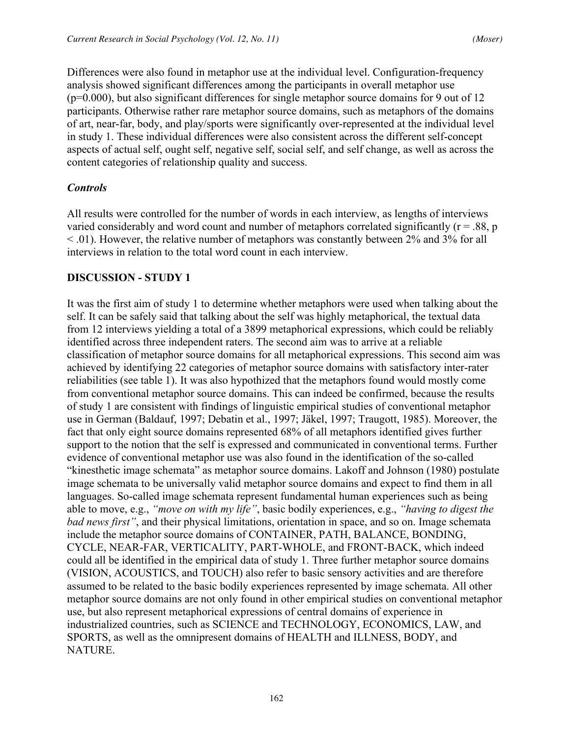Differences were also found in metaphor use at the individual level. Configuration-frequency analysis showed significant differences among the participants in overall metaphor use ($p=0.000$), but also significant differences for single metaphor source domains for 9 out of 12 participants. Otherwise rather rare metaphor source domains, such as metaphors of the domains of art, near-far, body, and play/sports were significantly over-represented at the individual level in study 1. These individual differences were also consistent across the different self-concept aspects of actual self, ought self, negative self, social self, and self change, as well as across the content categories of relationship quality and success.

### *Controls*

All results were controlled for the number of words in each interview, as lengths of interviews varied considerably and word count and number of metaphors correlated significantly ($r = .88$, $p < .01$). However, the relative number of metaphors was constantly between 2% and 3% for all interviews in relation to the total word count in each interview.

## DISCUSSION - STUDY 1

It was the first aim of study 1 to determine whether metaphors were used when talking about the self. It can be safely said that talking about the self was highly metaphorical, the textual data from 12 interviews yielding a total of a 3899 metaphorical expressions, which could be reliably identified across three independent raters. The second aim was to arrive at a reliable classification of metaphor source domains for all metaphorical expressions. This second aim was achieved by identifying 22 categories of metaphor source domains with satisfactory inter-rater reliabilities (see table 1). It was also hypothized that the metaphors found would mostly come from conventional metaphor source domains. This can indeed be confirmed, because the results of study 1 are consistent with findings of linguistic empirical studies of conventional metaphor use in German (Baldauf, 1997; Debatin et al., 1997; Jäkel, 1997; Traugott, 1985). Moreover, the fact that only eight source domains represented 68% of all metaphors identified gives further support to the notion that the self is expressed and communicated in conventional terms. Further evidence of conventional metaphor use was also found in the identification of the so-called "kinesthetic image schemata" as metaphor source domains. Lakoff and Johnson (1980) postulate image schemata to be universally valid metaphor source domains and expect to find them in all languages. So-called image schemata represent fundamental human experiences such as being able to move, e.g., *"move on with my life"*, basic bodily experiences, e.g., *"having to digest the bad news first"*, and their physical limitations, orientation in space, and so on. Image schemata include the metaphor source domains of CONTAINER, PATH, BALANCE, BONDING, CYCLE, NEAR-FAR, VERTICALITY, PART-WHOLE, and FRONT-BACK, which indeed could all be identified in the empirical data of study 1. Three further metaphor source domains (VISION, ACOUSTICS, and TOUCH) also refer to basic sensory activities and are therefore assumed to be related to the basic bodily experiences represented by image schemata. All other metaphor source domains are not only found in other empirical studies on conventional metaphor use, but also represent metaphorical expressions of central domains of experience in industrialized countries, such as SCIENCE and TECHNOLOGY, ECONOMICS, LAW, and SPORTS, as well as the omnipresent domains of HEALTH and ILLNESS, BODY, and NATURE.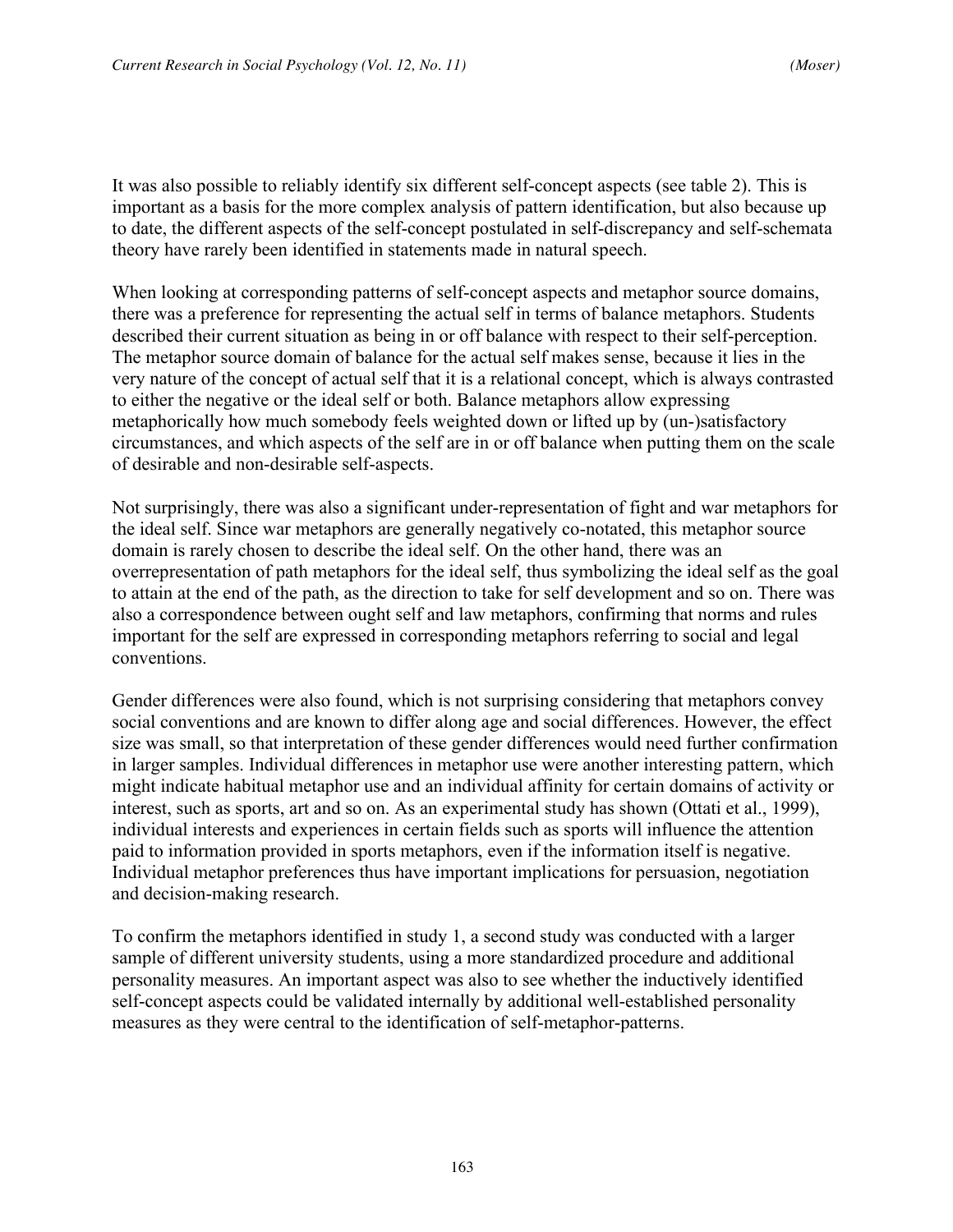It was also possible to reliably identify six different self-concept aspects (see table 2). This is important as a basis for the more complex analysis of pattern identification, but also because up to date, the different aspects of the self-concept postulated in self-discrepancy and self-schemata theory have rarely been identified in statements made in natural speech.

When looking at corresponding patterns of self-concept aspects and metaphor source domains, there was a preference for representing the actual self in terms of balance metaphors. Students described their current situation as being in or off balance with respect to their self-perception. The metaphor source domain of balance for the actual self makes sense, because it lies in the very nature of the concept of actual self that it is a relational concept, which is always contrasted to either the negative or the ideal self or both. Balance metaphors allow expressing metaphorically how much somebody feels weighted down or lifted up by (un-)satisfactory circumstances, and which aspects of the self are in or off balance when putting them on the scale of desirable and non-desirable self-aspects.

Not surprisingly, there was also a significant under-representation of fight and war metaphors for the ideal self. Since war metaphors are generally negatively co-notated, this metaphor source domain is rarely chosen to describe the ideal self. On the other hand, there was an overrepresentation of path metaphors for the ideal self, thus symbolizing the ideal self as the goal to attain at the end of the path, as the direction to take for self development and so on. There was also a correspondence between ought self and law metaphors, confirming that norms and rules important for the self are expressed in corresponding metaphors referring to social and legal conventions.

Gender differences were also found, which is not surprising considering that metaphors convey social conventions and are known to differ along age and social differences. However, the effect size was small, so that interpretation of these gender differences would need further confirmation in larger samples. Individual differences in metaphor use were another interesting pattern, which might indicate habitual metaphor use and an individual affinity for certain domains of activity or interest, such as sports, art and so on. As an experimental study has shown (Ottati et al., 1999), individual interests and experiences in certain fields such as sports will influence the attention paid to information provided in sports metaphors, even if the information itself is negative. Individual metaphor preferences thus have important implications for persuasion, negotiation and decision-making research.

To confirm the metaphors identified in study 1, a second study was conducted with a larger sample of different university students, using a more standardized procedure and additional personality measures. An important aspect was also to see whether the inductively identified self-concept aspects could be validated internally by additional well-established personality measures as they were central to the identification of self-metaphor-patterns.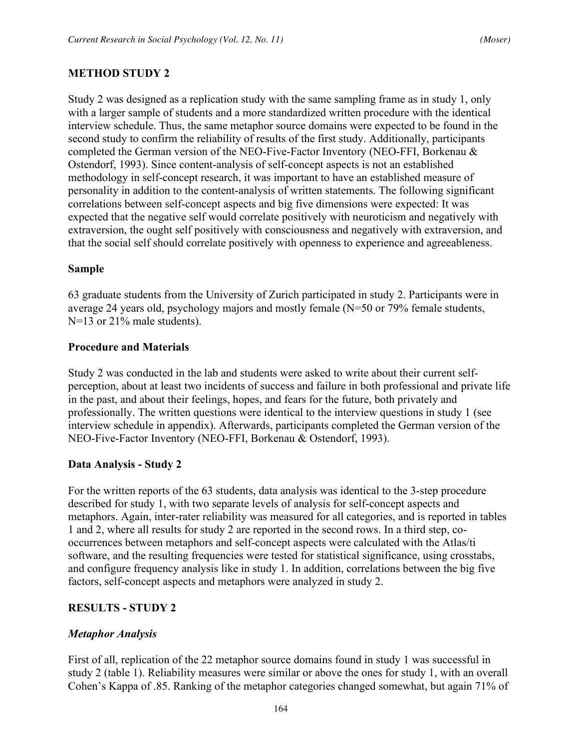## METHOD STUDY 2

Study 2 was designed as a replication study with the same sampling frame as in study 1, only with a larger sample of students and a more standardized written procedure with the identical interview schedule. Thus, the same metaphor source domains were expected to be found in the second study to confirm the reliability of results of the first study. Additionally, participants completed the German version of the NEO-Five-Factor Inventory (NEO-FFI, Borkenau & Ostendorf, 1993). Since content-analysis of self-concept aspects is not an established methodology in self-concept research, it was important to have an established measure of personality in addition to the content-analysis of written statements. The following significant correlations between self-concept aspects and big five dimensions were expected: It was expected that the negative self would correlate positively with neuroticism and negatively with extraversion, the ought self positively with consciousness and negatively with extraversion, and that the social self should correlate positively with openness to experience and agreeableness.

### Sample

63 graduate students from the University of Zurich participated in study 2. Participants were in average 24 years old, psychology majors and mostly female (N=50 or 79% female students, N=13 or 21% male students).

### Procedure and Materials

Study 2 was conducted in the lab and students were asked to write about their current self-perception, about at least two incidents of success and failure in both professional and private life in the past, and about their feelings, hopes, and fears for the future, both privately and professionally. The written questions were identical to the interview questions in study 1 (see interview schedule in appendix). Afterwards, participants completed the German version of the NEO-Five-Factor Inventory (NEO-FFI, Borkenau & Ostendorf, 1993).

### Data Analysis - Study 2

For the written reports of the 63 students, data analysis was identical to the 3-step procedure described for study 1, with two separate levels of analysis for self-concept aspects and metaphors. Again, inter-rater reliability was measured for all categories, and is reported in tables 1 and 2, where all results for study 2 are reported in the second rows. In a third step, co-occurrences between metaphors and self-concept aspects were calculated with the Atlas/ti software, and the resulting frequencies were tested for statistical significance, using crosstabs, and configure frequency analysis like in study 1. In addition, correlations between the big five factors, self-concept aspects and metaphors were analyzed in study 2.

## RESULTS - STUDY 2

### *Metaphor Analysis*

First of all, replication of the 22 metaphor source domains found in study 1 was successful in study 2 (table 1). Reliability measures were similar or above the ones for study 1, with an overall Cohen's Kappa of .85. Ranking of the metaphor categories changed somewhat, but again 71% of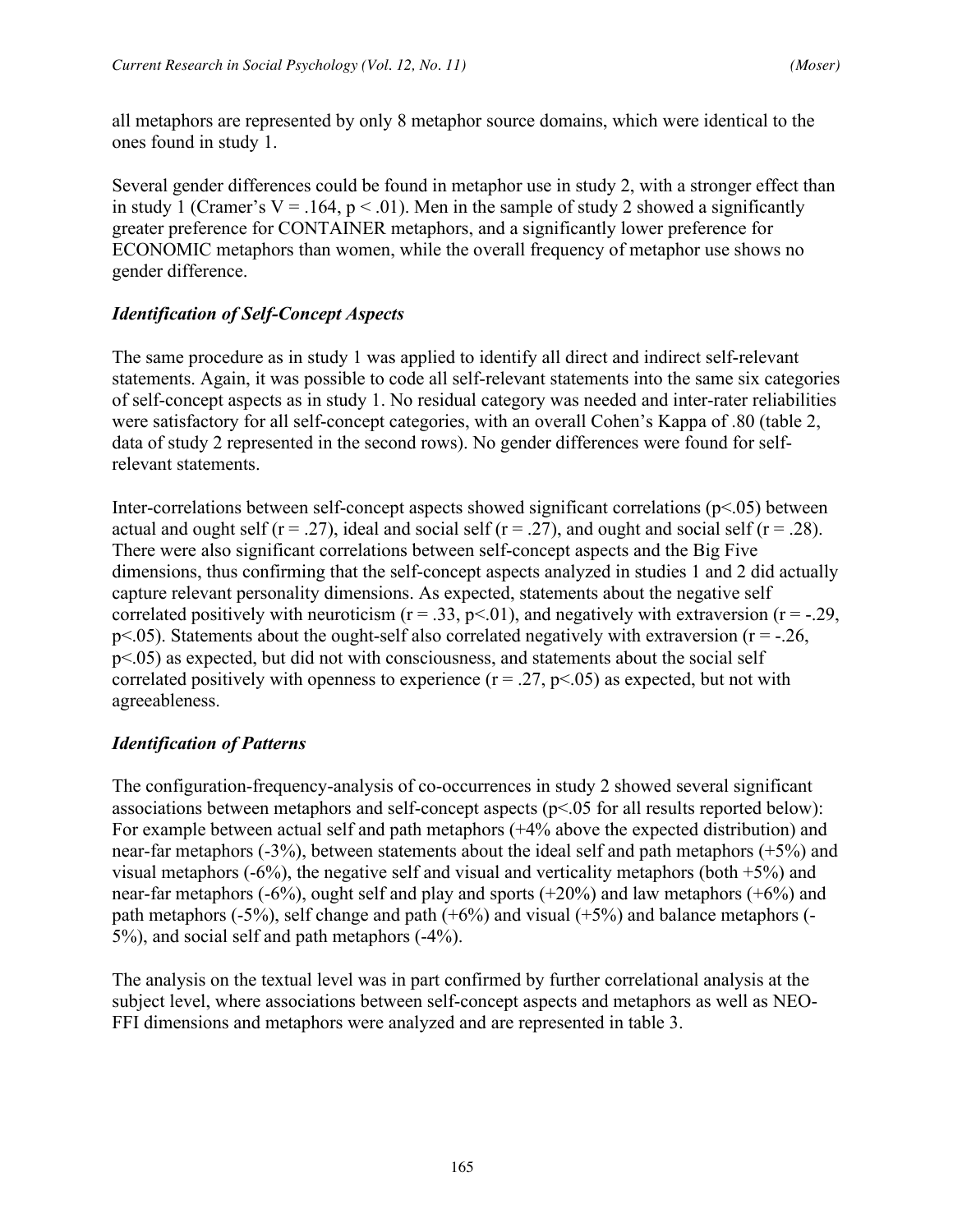all metaphors are represented by only 8 metaphor source domains, which were identical to the ones found in study 1.

Several gender differences could be found in metaphor use in study 2, with a stronger effect than in study 1 (Cramer's $V = .164$, $p < .01$). Men in the sample of study 2 showed a significantly greater preference for CONTAINER metaphors, and a significantly lower preference for ECONOMIC metaphors than women, while the overall frequency of metaphor use shows no gender difference.

### *Identification of Self-Concept Aspects*

The same procedure as in study 1 was applied to identify all direct and indirect self-relevant statements. Again, it was possible to code all self-relevant statements into the same six categories of self-concept aspects as in study 1. No residual category was needed and inter-rater reliabilities were satisfactory for all self-concept categories, with an overall Cohen's Kappa of .80 (table 2, data of study 2 represented in the second rows). No gender differences were found for self-relevant statements.

Inter-correlations between self-concept aspects showed significant correlations ($p<.05$) between actual and ought self ($r = .27$), ideal and social self ($r = .27$), and ought and social self ($r = .28$). There were also significant correlations between self-concept aspects and the Big Five dimensions, thus confirming that the self-concept aspects analyzed in studies 1 and 2 did actually capture relevant personality dimensions. As expected, statements about the negative self correlated positively with neuroticism ($r = .33$, $p<.01$), and negatively with extraversion ($r = -.29$, $p<.05$). Statements about the ought-self also correlated negatively with extraversion ($r = -.26$, $p<.05$) as expected, but did not with consciousness, and statements about the social self correlated positively with openness to experience ($r = .27$, $p<.05$) as expected, but not with agreeableness.

### *Identification of Patterns*

The configuration-frequency-analysis of co-occurrences in study 2 showed several significant associations between metaphors and self-concept aspects ($p<.05$ for all results reported below): For example between actual self and path metaphors (+4% above the expected distribution) and near-far metaphors (-3%), between statements about the ideal self and path metaphors (+5%) and visual metaphors (-6%), the negative self and visual and verticality metaphors (both +5%) and near-far metaphors (-6%), ought self and play and sports (+20%) and law metaphors (+6%) and path metaphors (-5%), self change and path (+6%) and visual (+5%) and balance metaphors (-5%), and social self and path metaphors (-4%).

The analysis on the textual level was in part confirmed by further correlational analysis at the subject level, where associations between self-concept aspects and metaphors as well as NEO-FFI dimensions and metaphors were analyzed and are represented in table 3.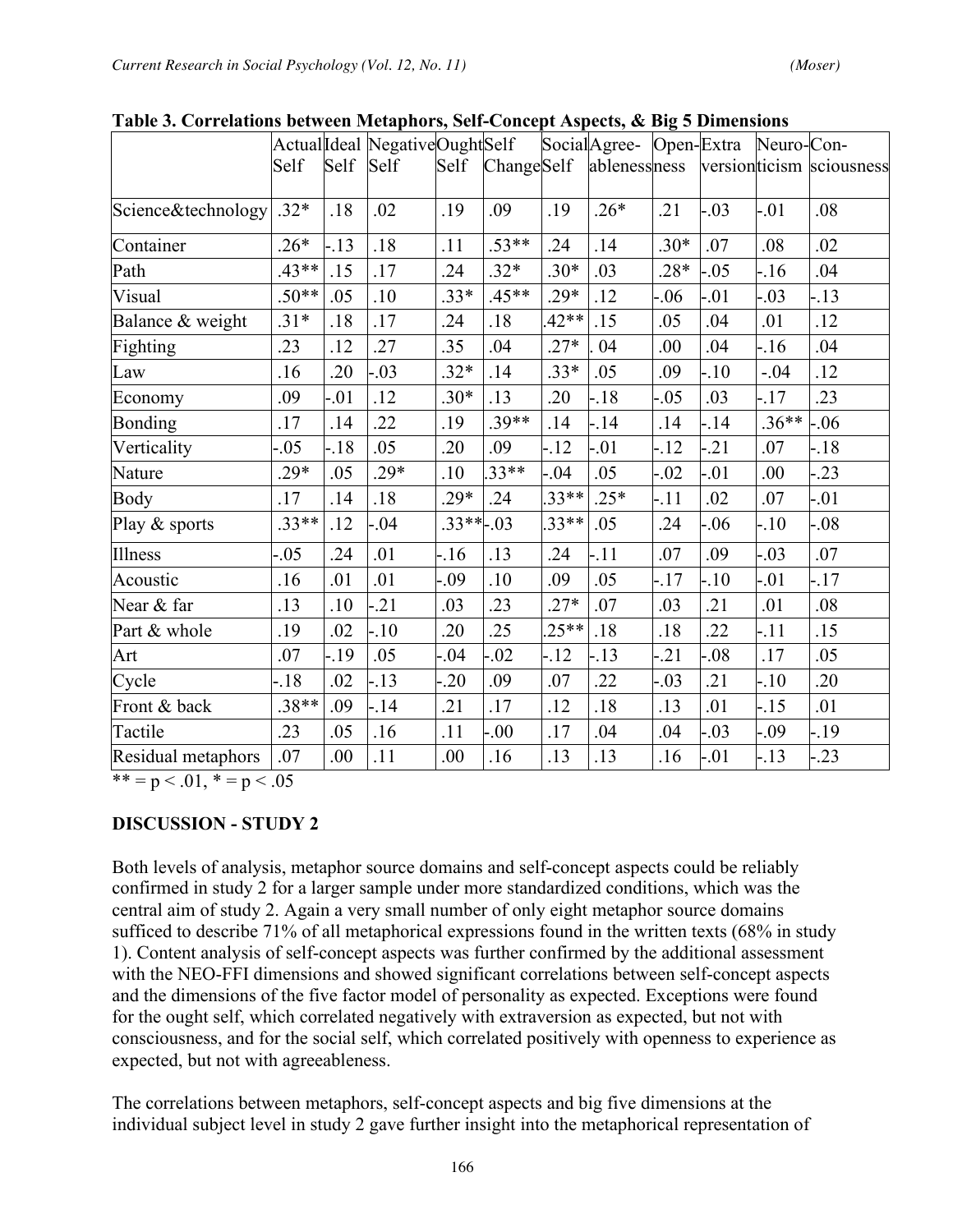**Table 3. Correlations between Metaphors, Self-Concept Aspects, & Big 5 Dimensions**

| | Actual Self | Ideal Self | Negative Self | Ought Self | Self Change | Social Self | Agree-ableness | Open-ness | Extra version | Neuro-ticism | Con-sciousness |
|---|---|---|---|---|---|---|---|---|---|---|---|
| Science&technology | .32* | .18 | .02 | .19 | .09 | .19 | .26* | .21 | -.03 | -.01 | .08 |
| Container | .26* | -.13 | .18 | .11 | .53** | .24 | .14 | .30* | .07 | .08 | .02 |
| Path | .43** | .15 | .17 | .24 | .32* | .30* | .03 | .28* | -.05 | -.16 | .04 |
| Visual | .50** | .05 | .10 | .33* | .45** | .29* | .12 | -.06 | -.01 | -.03 | -.13 |
| Balance & weight | .31* | .18 | .17 | .24 | .18 | .42** | .15 | .05 | .04 | .01 | .12 |
| Fighting | .23 | .12 | .27 | .35 | .04 | .27* | . 04 | .00 | .04 | -.16 | .04 |
| Law | .16 | .20 | -.03 | .32* | .14 | .33* | .05 | .09 | -.10 | -.04 | .12 |
| Economy | .09 | -.01 | .12 | .30* | .13 | .20 | -.18 | -.05 | .03 | -.17 | .23 |
| Bonding | .17 | .14 | .22 | .19 | .39** | .14 | -.14 | .14 | -.14 | .36** | -.06 |
| Verticality | -.05 | -.18 | .05 | .20 | .09 | -.12 | -.01 | -.12 | -.21 | .07 | -.18 |
| Nature | .29* | .05 | .29* | .10 | .33** | -.04 | .05 | -.02 | -.01 | .00 | -.23 |
| Body | .17 | .14 | .18 | .29* | .24 | .33** | .25* | -.11 | .02 | .07 | -.01 |
| Play & sports | .33** | .12 | -.04 | .33** | -.03 | .33** | .05 | .24 | -.06 | -.10 | -.08 |
| Illness | -.05 | .24 | .01 | -.16 | .13 | .24 | -.11 | .07 | .09 | -.03 | .07 |
| Acoustic | .16 | .01 | .01 | -.09 | .10 | .09 | .05 | -.17 | -.10 | -.01 | -.17 |
| Near & far | .13 | .10 | -.21 | .03 | .23 | .27* | .07 | .03 | .21 | .01 | .08 |
| Part & whole | .19 | .02 | -.10 | .20 | .25 | .25** | .18 | .18 | .22 | -.11 | .15 |
| Art | .07 | -.19 | .05 | -.04 | -.02 | -.12 | -.13 | -.21 | -.08 | .17 | .05 |
| Cycle | -.18 | .02 | -.13 | -.20 | .09 | .07 | .22 | -.03 | .21 | -.10 | .20 |
| Front & back | .38** | .09 | -.14 | .21 | .17 | .12 | .18 | .13 | .01 | -.15 | .01 |
| Tactile | .23 | .05 | .16 | .11 | -.00 | .17 | .04 | .04 | -.03 | -.09 | -.19 |
| Residual metaphors | .07 | .00 | .11 | .00 | .16 | .13 | .13 | .16 | -.01 | -.13 | -.23 |

** = $p < .01$, * = $p < .05$

## DISCUSSION - STUDY 2

Both levels of analysis, metaphor source domains and self-concept aspects could be reliably confirmed in study 2 for a larger sample under more standardized conditions, which was the central aim of study 2. Again a very small number of only eight metaphor source domains sufficed to describe 71% of all metaphorical expressions found in the written texts (68% in study 1). Content analysis of self-concept aspects was further confirmed by the additional assessment with the NEO-FFI dimensions and showed significant correlations between self-concept aspects and the dimensions of the five factor model of personality as expected. Exceptions were found for the ought self, which correlated negatively with extraversion as expected, but not with consciousness, and for the social self, which correlated positively with openness to experience as expected, but not with agreeableness.

The correlations between metaphors, self-concept aspects and big five dimensions at the individual subject level in study 2 gave further insight into the metaphorical representation of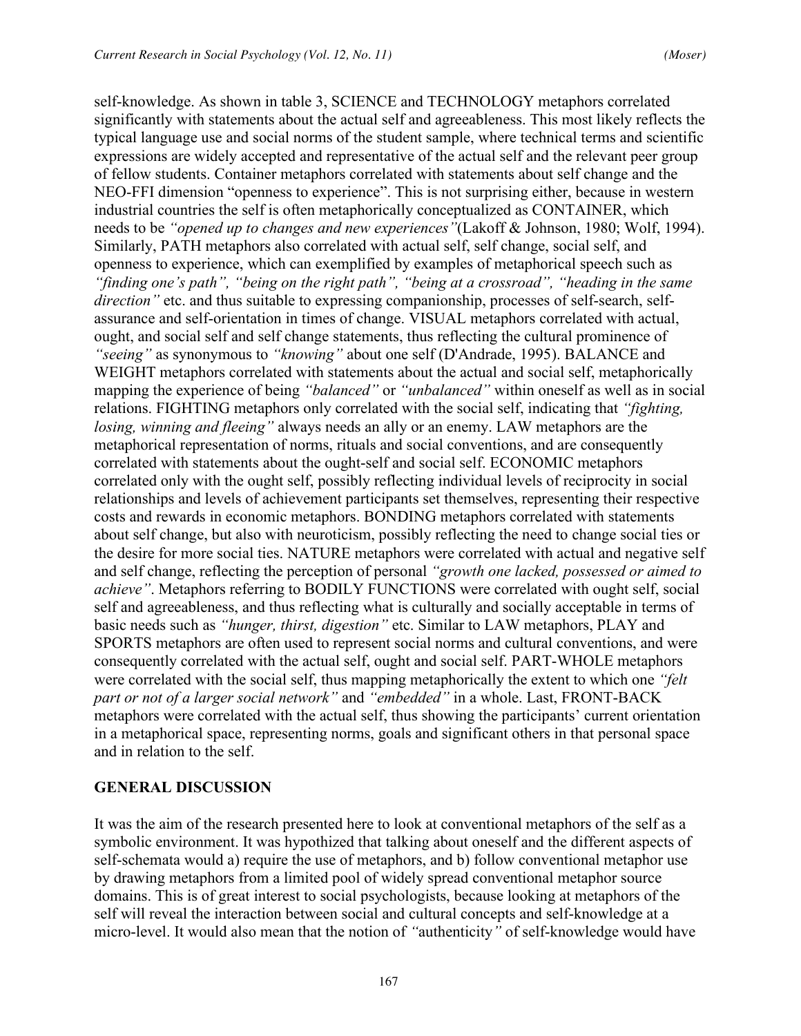self-knowledge. As shown in table 3, SCIENCE and TECHNOLOGY metaphors correlated significantly with statements about the actual self and agreeableness. This most likely reflects the typical language use and social norms of the student sample, where technical terms and scientific expressions are widely accepted and representative of the actual self and the relevant peer group of fellow students. Container metaphors correlated with statements about self change and the NEO-FFI dimension "openness to experience". This is not surprising either, because in western industrial countries the self is often metaphorically conceptualized as CONTAINER, which needs to be *"opened up to changes and new experiences"*(Lakoff & Johnson, 1980; Wolf, 1994). Similarly, PATH metaphors also correlated with actual self, self change, social self, and openness to experience, which can exemplified by examples of metaphorical speech such as *"finding one's path", "being on the right path", "being at a crossroad", "heading in the same direction"* etc. and thus suitable to expressing companionship, processes of self-search, self-assurance and self-orientation in times of change. VISUAL metaphors correlated with actual, ought, and social self and self change statements, thus reflecting the cultural prominence of *"seeing"* as synonymous to *"knowing"* about one self (D'Andrade, 1995). BALANCE and WEIGHT metaphors correlated with statements about the actual and social self, metaphorically mapping the experience of being *"balanced"* or *"unbalanced"* within oneself as well as in social relations. FIGHTING metaphors only correlated with the social self, indicating that *"fighting, losing, winning and fleeing"* always needs an ally or an enemy. LAW metaphors are the metaphorical representation of norms, rituals and social conventions, and are consequently correlated with statements about the ought-self and social self. ECONOMIC metaphors correlated only with the ought self, possibly reflecting individual levels of reciprocity in social relationships and levels of achievement participants set themselves, representing their respective costs and rewards in economic metaphors. BONDING metaphors correlated with statements about self change, but also with neuroticism, possibly reflecting the need to change social ties or the desire for more social ties. NATURE metaphors were correlated with actual and negative self and self change, reflecting the perception of personal *"growth one lacked, possessed or aimed to achieve"*. Metaphors referring to BODILY FUNCTIONS were correlated with ought self, social self and agreeableness, and thus reflecting what is culturally and socially acceptable in terms of basic needs such as *"hunger, thirst, digestion"* etc. Similar to LAW metaphors, PLAY and SPORTS metaphors are often used to represent social norms and cultural conventions, and were consequently correlated with the actual self, ought and social self. PART-WHOLE metaphors were correlated with the social self, thus mapping metaphorically the extent to which one *"felt part or not of a larger social network"* and *"embedded"* in a whole. Last, FRONT-BACK metaphors were correlated with the actual self, thus showing the participants' current orientation in a metaphorical space, representing norms, goals and significant others in that personal space and in relation to the self.

## GENERAL DISCUSSION

It was the aim of the research presented here to look at conventional metaphors of the self as a symbolic environment. It was hypothized that talking about oneself and the different aspects of self-schemata would a) require the use of metaphors, and b) follow conventional metaphor use by drawing metaphors from a limited pool of widely spread conventional metaphor source domains. This is of great interest to social psychologists, because looking at metaphors of the self will reveal the interaction between social and cultural concepts and self-knowledge at a micro-level. It would also mean that the notion of *"*authenticity*"* of self-knowledge would have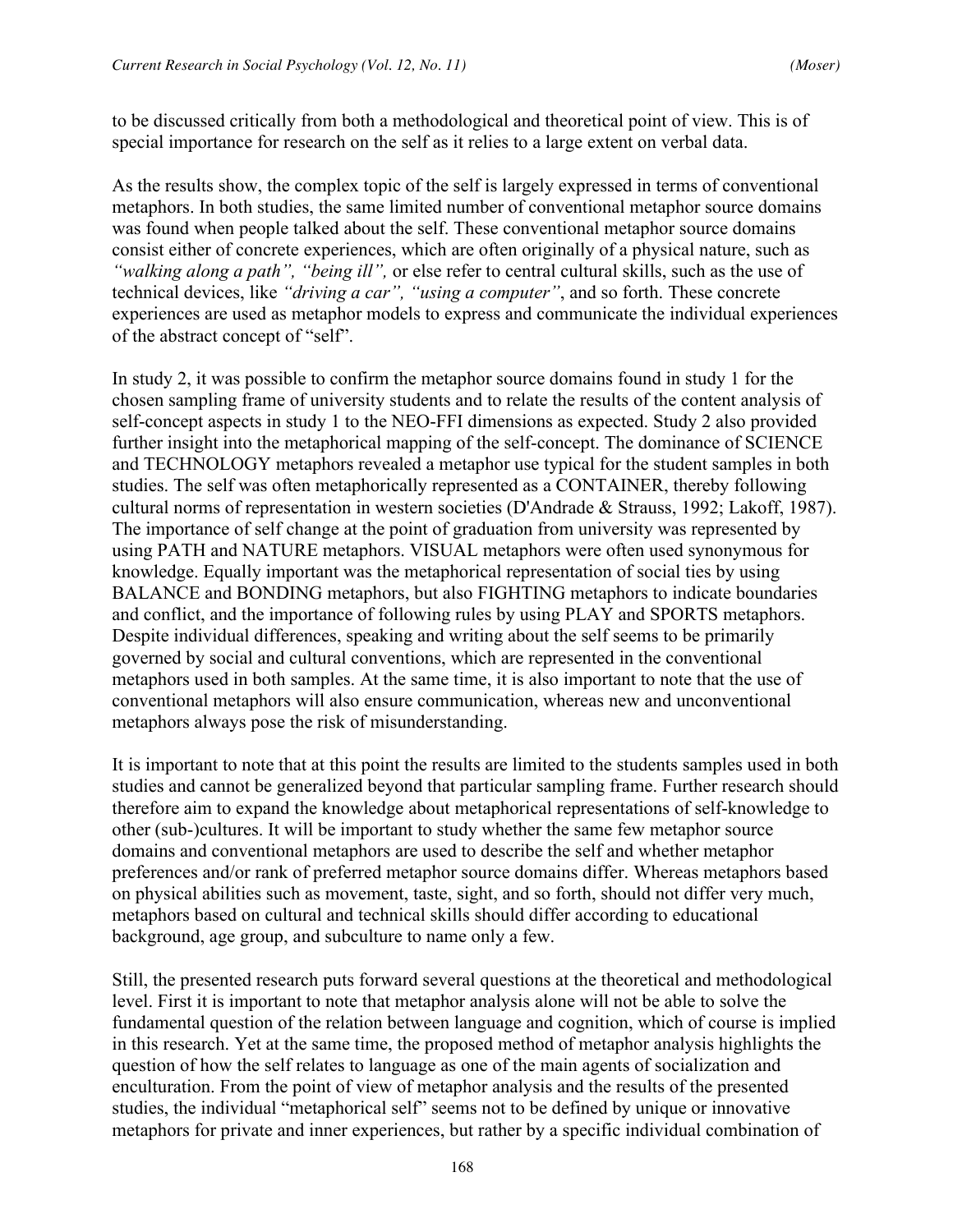to be discussed critically from both a methodological and theoretical point of view. This is of special importance for research on the self as it relies to a large extent on verbal data.

As the results show, the complex topic of the self is largely expressed in terms of conventional metaphors. In both studies, the same limited number of conventional metaphor source domains was found when people talked about the self. These conventional metaphor source domains consist either of concrete experiences, which are often originally of a physical nature, such as *"walking along a path", "being ill",* or else refer to central cultural skills, such as the use of technical devices, like *"driving a car", "using a computer"*, and so forth. These concrete experiences are used as metaphor models to express and communicate the individual experiences of the abstract concept of "self".

In study 2, it was possible to confirm the metaphor source domains found in study 1 for the chosen sampling frame of university students and to relate the results of the content analysis of self-concept aspects in study 1 to the NEO-FFI dimensions as expected. Study 2 also provided further insight into the metaphorical mapping of the self-concept. The dominance of SCIENCE and TECHNOLOGY metaphors revealed a metaphor use typical for the student samples in both studies. The self was often metaphorically represented as a CONTAINER, thereby following cultural norms of representation in western societies (D'Andrade & Strauss, 1992; Lakoff, 1987). The importance of self change at the point of graduation from university was represented by using PATH and NATURE metaphors. VISUAL metaphors were often used synonymous for knowledge. Equally important was the metaphorical representation of social ties by using BALANCE and BONDING metaphors, but also FIGHTING metaphors to indicate boundaries and conflict, and the importance of following rules by using PLAY and SPORTS metaphors. Despite individual differences, speaking and writing about the self seems to be primarily governed by social and cultural conventions, which are represented in the conventional metaphors used in both samples. At the same time, it is also important to note that the use of conventional metaphors will also ensure communication, whereas new and unconventional metaphors always pose the risk of misunderstanding.

It is important to note that at this point the results are limited to the students samples used in both studies and cannot be generalized beyond that particular sampling frame. Further research should therefore aim to expand the knowledge about metaphorical representations of self-knowledge to other (sub-)cultures. It will be important to study whether the same few metaphor source domains and conventional metaphors are used to describe the self and whether metaphor preferences and/or rank of preferred metaphor source domains differ. Whereas metaphors based on physical abilities such as movement, taste, sight, and so forth, should not differ very much, metaphors based on cultural and technical skills should differ according to educational background, age group, and subculture to name only a few.

Still, the presented research puts forward several questions at the theoretical and methodological level. First it is important to note that metaphor analysis alone will not be able to solve the fundamental question of the relation between language and cognition, which of course is implied in this research. Yet at the same time, the proposed method of metaphor analysis highlights the question of how the self relates to language as one of the main agents of socialization and enculturation. From the point of view of metaphor analysis and the results of the presented studies, the individual "metaphorical self" seems not to be defined by unique or innovative metaphors for private and inner experiences, but rather by a specific individual combination of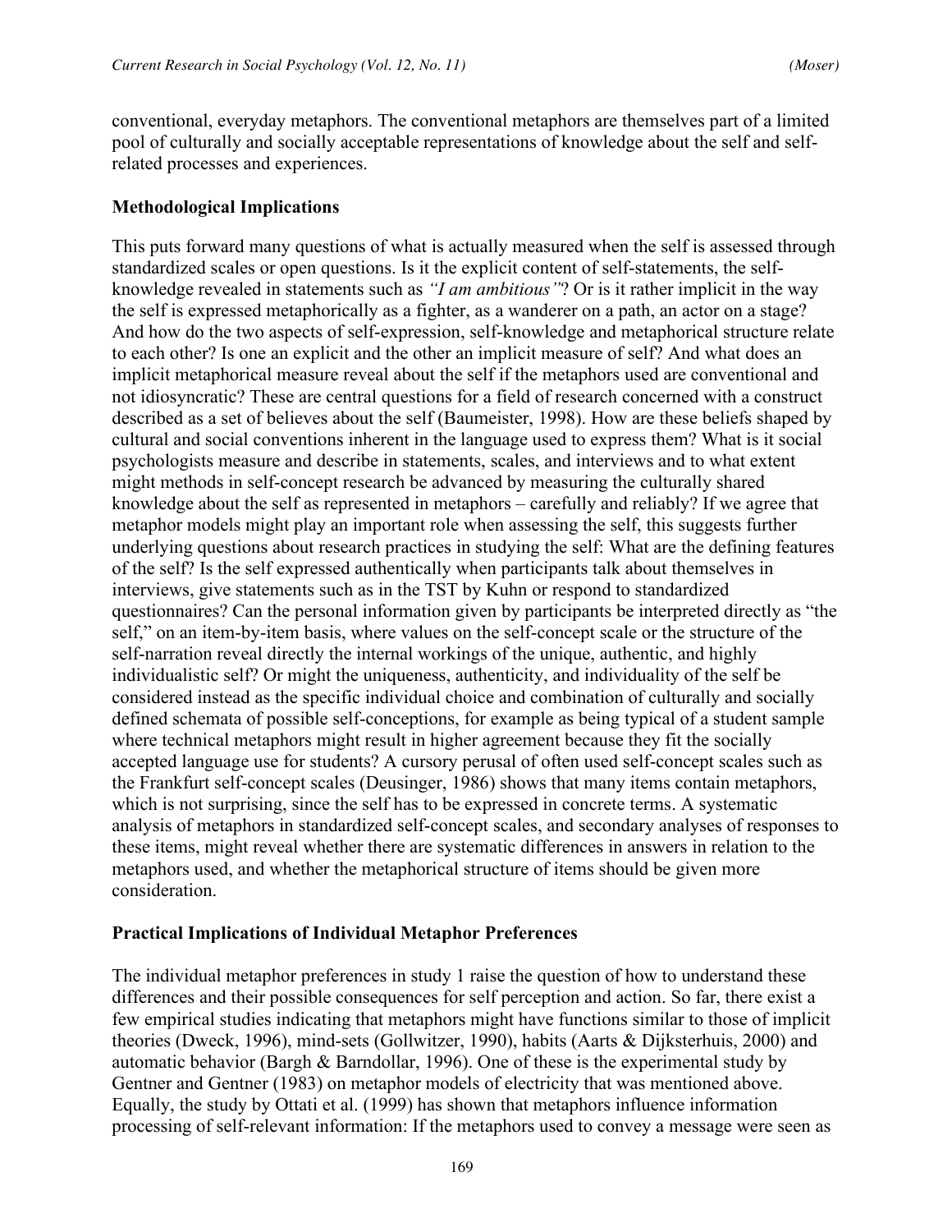conventional, everyday metaphors. The conventional metaphors are themselves part of a limited pool of culturally and socially acceptable representations of knowledge about the self and self-related processes and experiences.

### Methodological Implications

This puts forward many questions of what is actually measured when the self is assessed through standardized scales or open questions. Is it the explicit content of self-statements, the self-knowledge revealed in statements such as *"I am ambitious"*? Or is it rather implicit in the way the self is expressed metaphorically as a fighter, as a wanderer on a path, an actor on a stage? And how do the two aspects of self-expression, self-knowledge and metaphorical structure relate to each other? Is one an explicit and the other an implicit measure of self? And what does an implicit metaphorical measure reveal about the self if the metaphors used are conventional and not idiosyncratic? These are central questions for a field of research concerned with a construct described as a set of believes about the self (Baumeister, 1998). How are these beliefs shaped by cultural and social conventions inherent in the language used to express them? What is it social psychologists measure and describe in statements, scales, and interviews and to what extent might methods in self-concept research be advanced by measuring the culturally shared knowledge about the self as represented in metaphors – carefully and reliably? If we agree that metaphor models might play an important role when assessing the self, this suggests further underlying questions about research practices in studying the self: What are the defining features of the self? Is the self expressed authentically when participants talk about themselves in interviews, give statements such as in the TST by Kuhn or respond to standardized questionnaires? Can the personal information given by participants be interpreted directly as "the self," on an item-by-item basis, where values on the self-concept scale or the structure of the self-narration reveal directly the internal workings of the unique, authentic, and highly individualistic self? Or might the uniqueness, authenticity, and individuality of the self be considered instead as the specific individual choice and combination of culturally and socially defined schemata of possible self-conceptions, for example as being typical of a student sample where technical metaphors might result in higher agreement because they fit the socially accepted language use for students? A cursory perusal of often used self-concept scales such as the Frankfurt self-concept scales (Deusinger, 1986) shows that many items contain metaphors, which is not surprising, since the self has to be expressed in concrete terms. A systematic analysis of metaphors in standardized self-concept scales, and secondary analyses of responses to these items, might reveal whether there are systematic differences in answers in relation to the metaphors used, and whether the metaphorical structure of items should be given more consideration.

### Practical Implications of Individual Metaphor Preferences

The individual metaphor preferences in study 1 raise the question of how to understand these differences and their possible consequences for self perception and action. So far, there exist a few empirical studies indicating that metaphors might have functions similar to those of implicit theories (Dweck, 1996), mind-sets (Gollwitzer, 1990), habits (Aarts & Dijksterhuis, 2000) and automatic behavior (Bargh & Barndollar, 1996). One of these is the experimental study by Gentner and Gentner (1983) on metaphor models of electricity that was mentioned above. Equally, the study by Ottati et al. (1999) has shown that metaphors influence information processing of self-relevant information: If the metaphors used to convey a message were seen as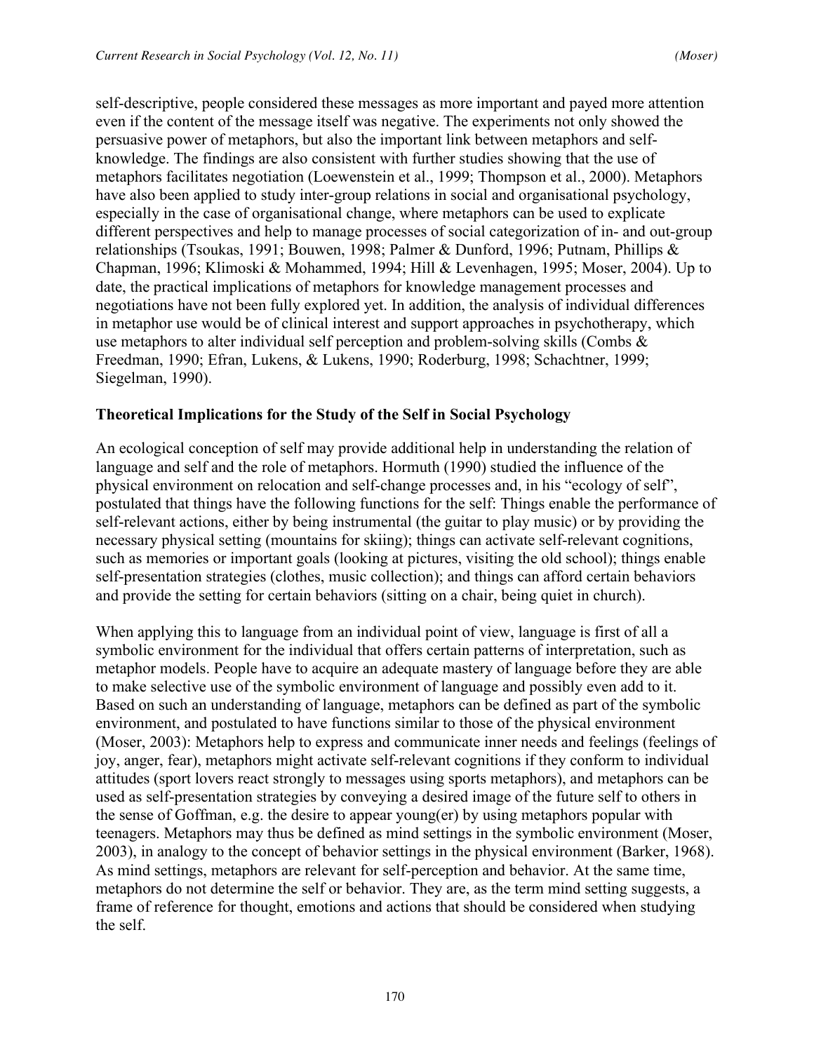self-descriptive, people considered these messages as more important and payed more attention even if the content of the message itself was negative. The experiments not only showed the persuasive power of metaphors, but also the important link between metaphors and self-knowledge. The findings are also consistent with further studies showing that the use of metaphors facilitates negotiation (Loewenstein et al., 1999; Thompson et al., 2000). Metaphors have also been applied to study inter-group relations in social and organisational psychology, especially in the case of organisational change, where metaphors can be used to explicate different perspectives and help to manage processes of social categorization of in- and out-group relationships (Tsoukas, 1991; Bouwen, 1998; Palmer & Dunford, 1996; Putnam, Phillips & Chapman, 1996; Klimoski & Mohammed, 1994; Hill & Levenhagen, 1995; Moser, 2004). Up to date, the practical implications of metaphors for knowledge management processes and negotiations have not been fully explored yet. In addition, the analysis of individual differences in metaphor use would be of clinical interest and support approaches in psychotherapy, which use metaphors to alter individual self perception and problem-solving skills (Combs & Freedman, 1990; Efran, Lukens, & Lukens, 1990; Roderburg, 1998; Schachtner, 1999; Siegelman, 1990).

### Theoretical Implications for the Study of the Self in Social Psychology

An ecological conception of self may provide additional help in understanding the relation of language and self and the role of metaphors. Hormuth (1990) studied the influence of the physical environment on relocation and self-change processes and, in his "ecology of self", postulated that things have the following functions for the self: Things enable the performance of self-relevant actions, either by being instrumental (the guitar to play music) or by providing the necessary physical setting (mountains for skiing); things can activate self-relevant cognitions, such as memories or important goals (looking at pictures, visiting the old school); things enable self-presentation strategies (clothes, music collection); and things can afford certain behaviors and provide the setting for certain behaviors (sitting on a chair, being quiet in church).

When applying this to language from an individual point of view, language is first of all a symbolic environment for the individual that offers certain patterns of interpretation, such as metaphor models. People have to acquire an adequate mastery of language before they are able to make selective use of the symbolic environment of language and possibly even add to it. Based on such an understanding of language, metaphors can be defined as part of the symbolic environment, and postulated to have functions similar to those of the physical environment (Moser, 2003): Metaphors help to express and communicate inner needs and feelings (feelings of joy, anger, fear), metaphors might activate self-relevant cognitions if they conform to individual attitudes (sport lovers react strongly to messages using sports metaphors), and metaphors can be used as self-presentation strategies by conveying a desired image of the future self to others in the sense of Goffman, e.g. the desire to appear young(er) by using metaphors popular with teenagers. Metaphors may thus be defined as mind settings in the symbolic environment (Moser, 2003), in analogy to the concept of behavior settings in the physical environment (Barker, 1968). As mind settings, metaphors are relevant for self-perception and behavior. At the same time, metaphors do not determine the self or behavior. They are, as the term mind setting suggests, a frame of reference for thought, emotions and actions that should be considered when studying the self.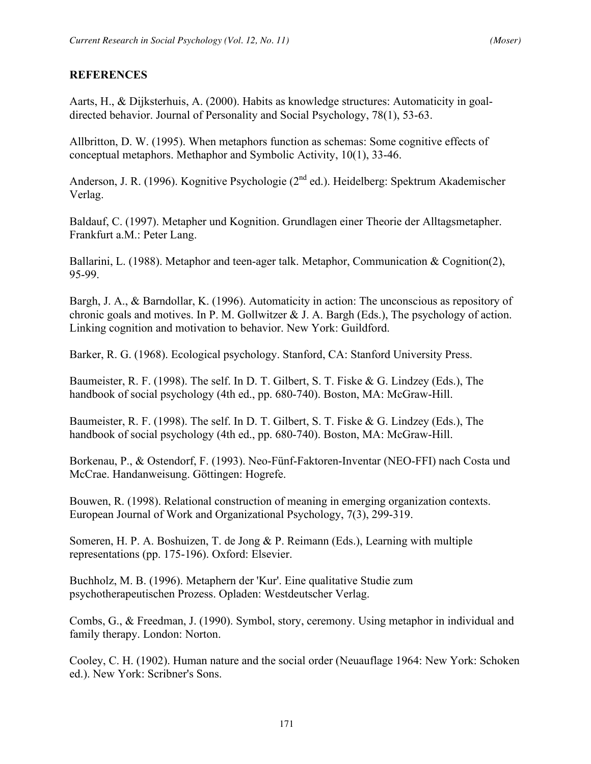## REFERENCES

Aarts, H., & Dijksterhuis, A. (2000). Habits as knowledge structures: Automaticity in goal-directed behavior. Journal of Personality and Social Psychology, 78(1), 53-63.

Allbritton, D. W. (1995). When metaphors function as schemas: Some cognitive effects of conceptual metaphors. Methaphor and Symbolic Activity, 10(1), 33-46.

Anderson, J. R. (1996). Kognitive Psychologie (2nd ed.). Heidelberg: Spektrum Akademischer Verlag.

Baldauf, C. (1997). Metapher und Kognition. Grundlagen einer Theorie der Alltagsmetapher. Frankfurt a.M.: Peter Lang.

Ballarini, L. (1988). Metaphor and teen-ager talk. Metaphor, Communication & Cognition(2), 95-99.

Bargh, J. A., & Barndollar, K. (1996). Automaticity in action: The unconscious as repository of chronic goals and motives. In P. M. Gollwitzer & J. A. Bargh (Eds.), The psychology of action. Linking cognition and motivation to behavior. New York: Guildford.

Barker, R. G. (1968). Ecological psychology. Stanford, CA: Stanford University Press.

Baumeister, R. F. (1998). The self. In D. T. Gilbert, S. T. Fiske & G. Lindzey (Eds.), The handbook of social psychology (4th ed., pp. 680-740). Boston, MA: McGraw-Hill.

Baumeister, R. F. (1998). The self. In D. T. Gilbert, S. T. Fiske & G. Lindzey (Eds.), The handbook of social psychology (4th ed., pp. 680-740). Boston, MA: McGraw-Hill.

Borkenau, P., & Ostendorf, F. (1993). Neo-Fünf-Faktoren-Inventar (NEO-FFI) nach Costa und McCrae. Handanweisung. Göttingen: Hogrefe.

Bouwen, R. (1998). Relational construction of meaning in emerging organization contexts. European Journal of Work and Organizational Psychology, 7(3), 299-319.

Someren, H. P. A. Boshuizen, T. de Jong & P. Reimann (Eds.), Learning with multiple representations (pp. 175-196). Oxford: Elsevier.

Buchholz, M. B. (1996). Metaphern der 'Kur'. Eine qualitative Studie zum psychotherapeutischen Prozess. Opladen: Westdeutscher Verlag.

Combs, G., & Freedman, J. (1990). Symbol, story, ceremony. Using metaphor in individual and family therapy. London: Norton.

Cooley, C. H. (1902). Human nature and the social order (Neuauflage 1964: New York: Schoken ed.). New York: Scribner's Sons.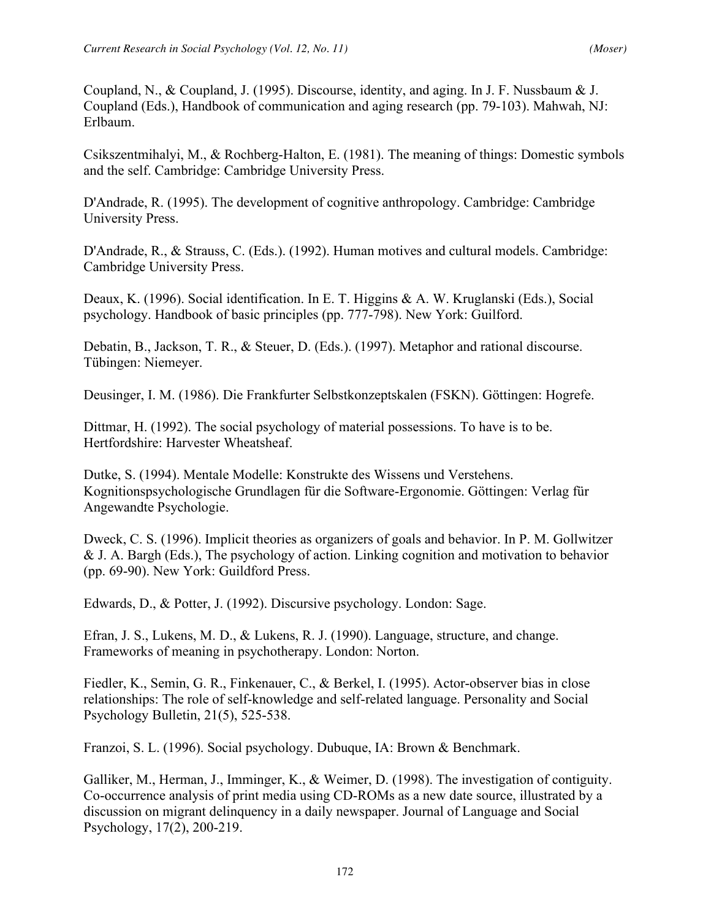Coupland, N., & Coupland, J. (1995). Discourse, identity, and aging. In J. F. Nussbaum & J. Coupland (Eds.), Handbook of communication and aging research (pp. 79-103). Mahwah, NJ: Erlbaum.

Csikszentmihalyi, M., & Rochberg-Halton, E. (1981). The meaning of things: Domestic symbols and the self. Cambridge: Cambridge University Press.

D'Andrade, R. (1995). The development of cognitive anthropology. Cambridge: Cambridge University Press.

D'Andrade, R., & Strauss, C. (Eds.). (1992). Human motives and cultural models. Cambridge: Cambridge University Press.

Deaux, K. (1996). Social identification. In E. T. Higgins & A. W. Kruglanski (Eds.), Social psychology. Handbook of basic principles (pp. 777-798). New York: Guilford.

Debatin, B., Jackson, T. R., & Steuer, D. (Eds.). (1997). Metaphor and rational discourse. Tübingen: Niemeyer.

Deusinger, I. M. (1986). Die Frankfurter Selbstkonzeptskalen (FSKN). Göttingen: Hogrefe.

Dittmar, H. (1992). The social psychology of material possessions. To have is to be. Hertfordshire: Harvester Wheatsheaf.

Dutke, S. (1994). Mentale Modelle: Konstrukte des Wissens und Verstehens. Kognitionspsychologische Grundlagen für die Software-Ergonomie. Göttingen: Verlag für Angewandte Psychologie.

Dweck, C. S. (1996). Implicit theories as organizers of goals and behavior. In P. M. Gollwitzer & J. A. Bargh (Eds.), The psychology of action. Linking cognition and motivation to behavior (pp. 69-90). New York: Guildford Press.

Edwards, D., & Potter, J. (1992). Discursive psychology. London: Sage.

Efran, J. S., Lukens, M. D., & Lukens, R. J. (1990). Language, structure, and change. Frameworks of meaning in psychotherapy. London: Norton.

Fiedler, K., Semin, G. R., Finkenauer, C., & Berkel, I. (1995). Actor-observer bias in close relationships: The role of self-knowledge and self-related language. Personality and Social Psychology Bulletin, 21(5), 525-538.

Franzoi, S. L. (1996). Social psychology. Dubuque, IA: Brown & Benchmark.

Galliker, M., Herman, J., Imminger, K., & Weimer, D. (1998). The investigation of contiguity. Co-occurrence analysis of print media using CD-ROMs as a new date source, illustrated by a discussion on migrant delinquency in a daily newspaper. Journal of Language and Social Psychology, 17(2), 200-219.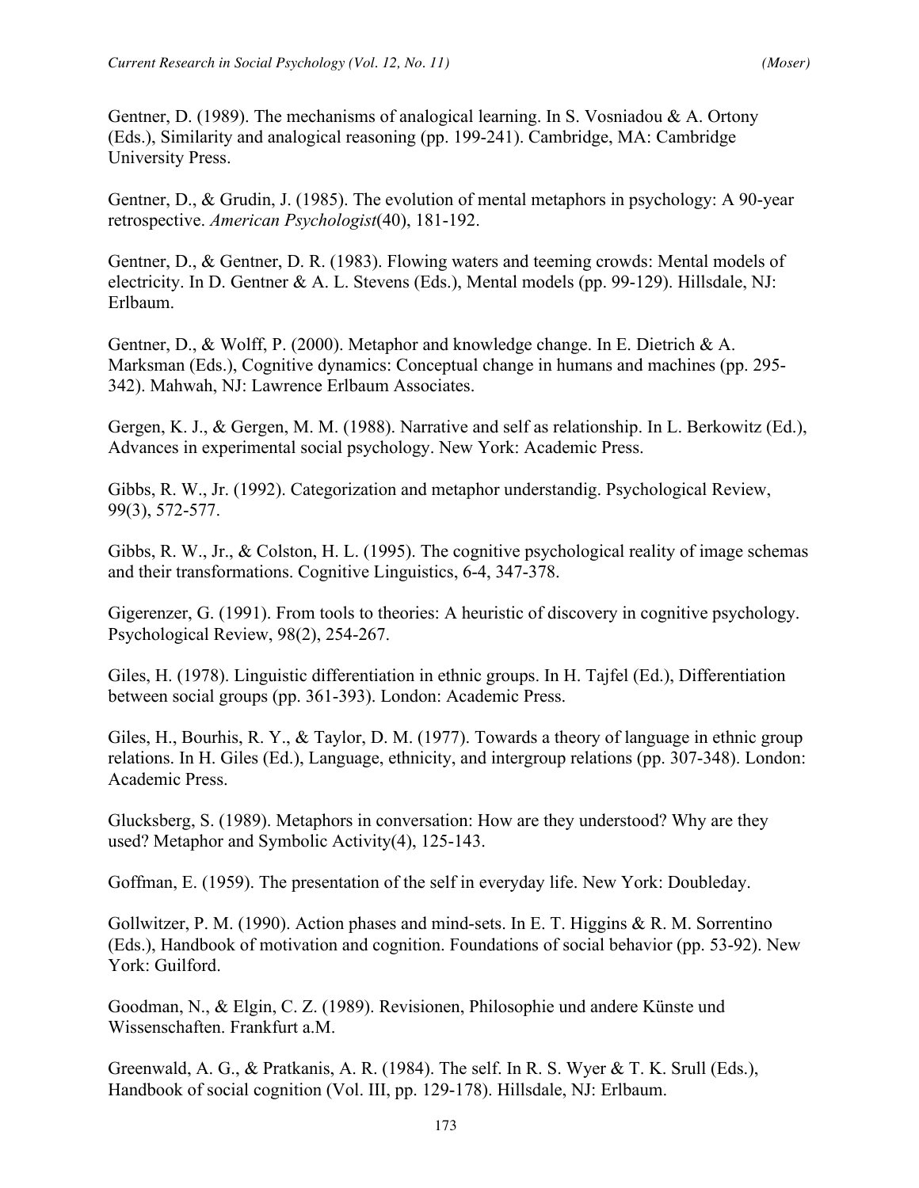Gentner, D. (1989). The mechanisms of analogical learning. In S. Vosniadou & A. Ortony (Eds.), Similarity and analogical reasoning (pp. 199-241). Cambridge, MA: Cambridge University Press.

Gentner, D., & Grudin, J. (1985). The evolution of mental metaphors in psychology: A 90-year retrospective. *American Psychologist*(40), 181-192.

Gentner, D., & Gentner, D. R. (1983). Flowing waters and teeming crowds: Mental models of electricity. In D. Gentner & A. L. Stevens (Eds.), Mental models (pp. 99-129). Hillsdale, NJ: Erlbaum.

Gentner, D., & Wolff, P. (2000). Metaphor and knowledge change. In E. Dietrich & A. Marksman (Eds.), Cognitive dynamics: Conceptual change in humans and machines (pp. 295-342). Mahwah, NJ: Lawrence Erlbaum Associates.

Gergen, K. J., & Gergen, M. M. (1988). Narrative and self as relationship. In L. Berkowitz (Ed.), Advances in experimental social psychology. New York: Academic Press.

Gibbs, R. W., Jr. (1992). Categorization and metaphor understandig. Psychological Review, 99(3), 572-577.

Gibbs, R. W., Jr., & Colston, H. L. (1995). The cognitive psychological reality of image schemas and their transformations. Cognitive Linguistics, 6-4, 347-378.

Gigerenzer, G. (1991). From tools to theories: A heuristic of discovery in cognitive psychology. Psychological Review, 98(2), 254-267.

Giles, H. (1978). Linguistic differentiation in ethnic groups. In H. Tajfel (Ed.), Differentiation between social groups (pp. 361-393). London: Academic Press.

Giles, H., Bourhis, R. Y., & Taylor, D. M. (1977). Towards a theory of language in ethnic group relations. In H. Giles (Ed.), Language, ethnicity, and intergroup relations (pp. 307-348). London: Academic Press.

Glucksberg, S. (1989). Metaphors in conversation: How are they understood? Why are they used? Metaphor and Symbolic Activity(4), 125-143.

Goffman, E. (1959). The presentation of the self in everyday life. New York: Doubleday.

Gollwitzer, P. M. (1990). Action phases and mind-sets. In E. T. Higgins & R. M. Sorrentino (Eds.), Handbook of motivation and cognition. Foundations of social behavior (pp. 53-92). New York: Guilford.

Goodman, N., & Elgin, C. Z. (1989). Revisionen, Philosophie und andere Künste und Wissenschaften. Frankfurt a.M.

Greenwald, A. G., & Pratkanis, A. R. (1984). The self. In R. S. Wyer & T. K. Srull (Eds.), Handbook of social cognition (Vol. III, pp. 129-178). Hillsdale, NJ: Erlbaum.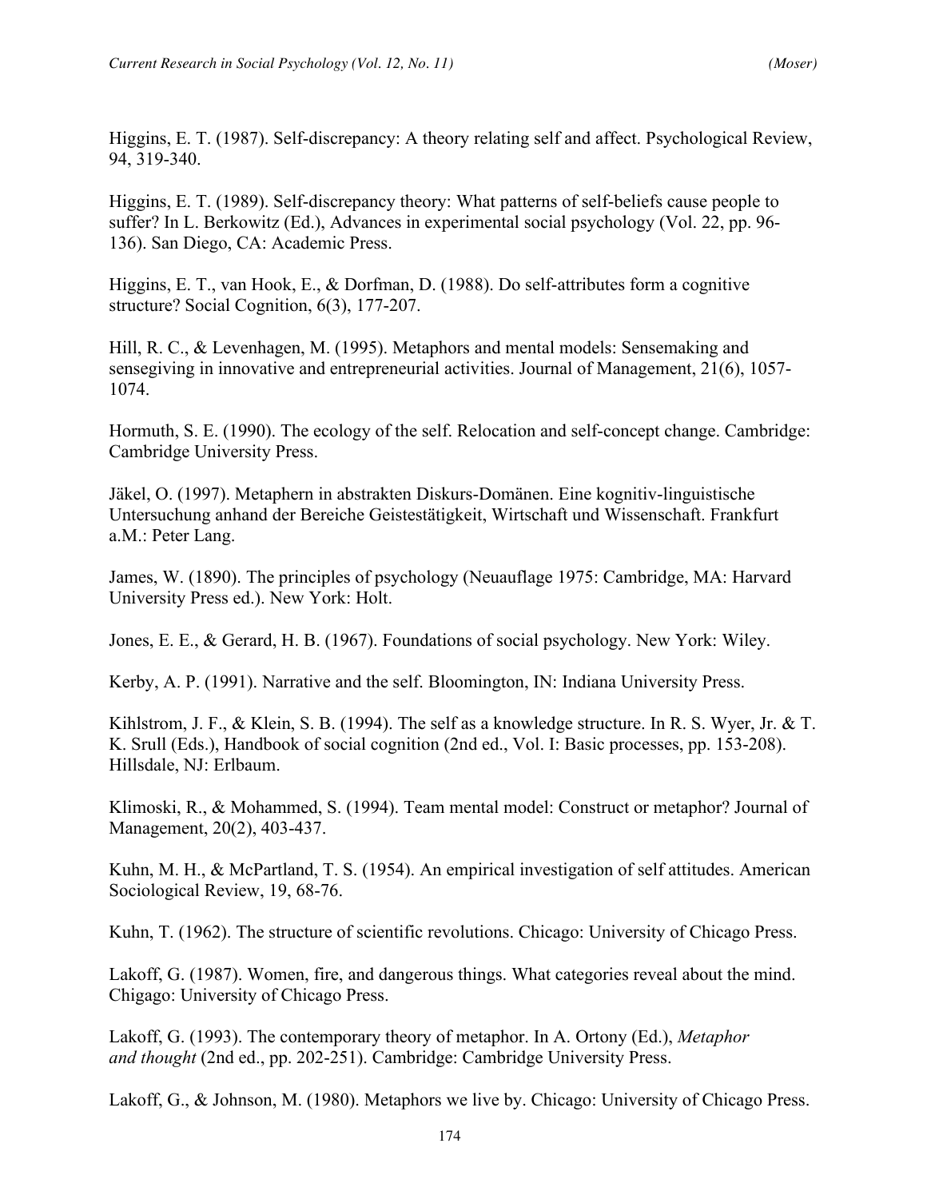Higgins, E. T. (1987). Self-discrepancy: A theory relating self and affect. Psychological Review, 94, 319-340.

Higgins, E. T. (1989). Self-discrepancy theory: What patterns of self-beliefs cause people to suffer? In L. Berkowitz (Ed.), Advances in experimental social psychology (Vol. 22, pp. 96-136). San Diego, CA: Academic Press.

Higgins, E. T., van Hook, E., & Dorfman, D. (1988). Do self-attributes form a cognitive structure? Social Cognition, 6(3), 177-207.

Hill, R. C., & Levenhagen, M. (1995). Metaphors and mental models: Sensemaking and sensegiving in innovative and entrepreneurial activities. Journal of Management, 21(6), 1057-1074.

Hormuth, S. E. (1990). The ecology of the self. Relocation and self-concept change. Cambridge: Cambridge University Press.

Jäkel, O. (1997). Metaphern in abstrakten Diskurs-Domänen. Eine kognitiv-linguistische Untersuchung anhand der Bereiche Geistestätigkeit, Wirtschaft und Wissenschaft. Frankfurt a.M.: Peter Lang.

James, W. (1890). The principles of psychology (Neuauflage 1975: Cambridge, MA: Harvard University Press ed.). New York: Holt.

Jones, E. E., & Gerard, H. B. (1967). Foundations of social psychology. New York: Wiley.

Kerby, A. P. (1991). Narrative and the self. Bloomington, IN: Indiana University Press.

Kihlstrom, J. F., & Klein, S. B. (1994). The self as a knowledge structure. In R. S. Wyer, Jr. & T. K. Srull (Eds.), Handbook of social cognition (2nd ed., Vol. I: Basic processes, pp. 153-208). Hillsdale, NJ: Erlbaum.

Klimoski, R., & Mohammed, S. (1994). Team mental model: Construct or metaphor? Journal of Management, 20(2), 403-437.

Kuhn, M. H., & McPartland, T. S. (1954). An empirical investigation of self attitudes. American Sociological Review, 19, 68-76.

Kuhn, T. (1962). The structure of scientific revolutions. Chicago: University of Chicago Press.

Lakoff, G. (1987). Women, fire, and dangerous things. What categories reveal about the mind. Chigago: University of Chicago Press.

Lakoff, G. (1993). The contemporary theory of metaphor. In A. Ortony (Ed.), *Metaphor and thought* (2nd ed., pp. 202-251). Cambridge: Cambridge University Press.

Lakoff, G., & Johnson, M. (1980). Metaphors we live by. Chicago: University of Chicago Press.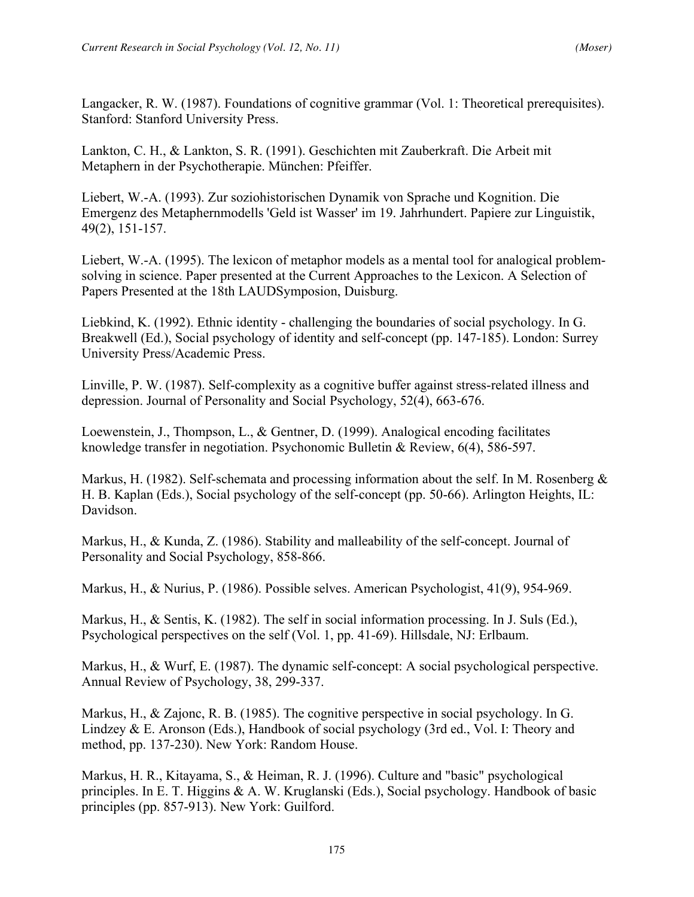Langacker, R. W. (1987). Foundations of cognitive grammar (Vol. 1: Theoretical prerequisites). Stanford: Stanford University Press.

Lankton, C. H., & Lankton, S. R. (1991). Geschichten mit Zauberkraft. Die Arbeit mit Metaphern in der Psychotherapie. München: Pfeiffer.

Liebert, W.-A. (1993). Zur soziohistorischen Dynamik von Sprache und Kognition. Die Emergenz des Metaphernmodells 'Geld ist Wasser' im 19. Jahrhundert. Papiere zur Linguistik, 49(2), 151-157.

Liebert, W.-A. (1995). The lexicon of metaphor models as a mental tool for analogical problem-solving in science. Paper presented at the Current Approaches to the Lexicon. A Selection of Papers Presented at the 18th LAUDSymposion, Duisburg.

Liebkind, K. (1992). Ethnic identity - challenging the boundaries of social psychology. In G. Breakwell (Ed.), Social psychology of identity and self-concept (pp. 147-185). London: Surrey University Press/Academic Press.

Linville, P. W. (1987). Self-complexity as a cognitive buffer against stress-related illness and depression. Journal of Personality and Social Psychology, 52(4), 663-676.

Loewenstein, J., Thompson, L., & Gentner, D. (1999). Analogical encoding facilitates knowledge transfer in negotiation. Psychonomic Bulletin & Review, 6(4), 586-597.

Markus, H. (1982). Self-schemata and processing information about the self. In M. Rosenberg & H. B. Kaplan (Eds.), Social psychology of the self-concept (pp. 50-66). Arlington Heights, IL: Davidson.

Markus, H., & Kunda, Z. (1986). Stability and malleability of the self-concept. Journal of Personality and Social Psychology, 858-866.

Markus, H., & Nurius, P. (1986). Possible selves. American Psychologist, 41(9), 954-969.

Markus, H., & Sentis, K. (1982). The self in social information processing. In J. Suls (Ed.), Psychological perspectives on the self (Vol. 1, pp. 41-69). Hillsdale, NJ: Erlbaum.

Markus, H., & Wurf, E. (1987). The dynamic self-concept: A social psychological perspective. Annual Review of Psychology, 38, 299-337.

Markus, H., & Zajonc, R. B. (1985). The cognitive perspective in social psychology. In G. Lindzey & E. Aronson (Eds.), Handbook of social psychology (3rd ed., Vol. I: Theory and method, pp. 137-230). New York: Random House.

Markus, H. R., Kitayama, S., & Heiman, R. J. (1996). Culture and "basic" psychological principles. In E. T. Higgins & A. W. Kruglanski (Eds.), Social psychology. Handbook of basic principles (pp. 857-913). New York: Guilford.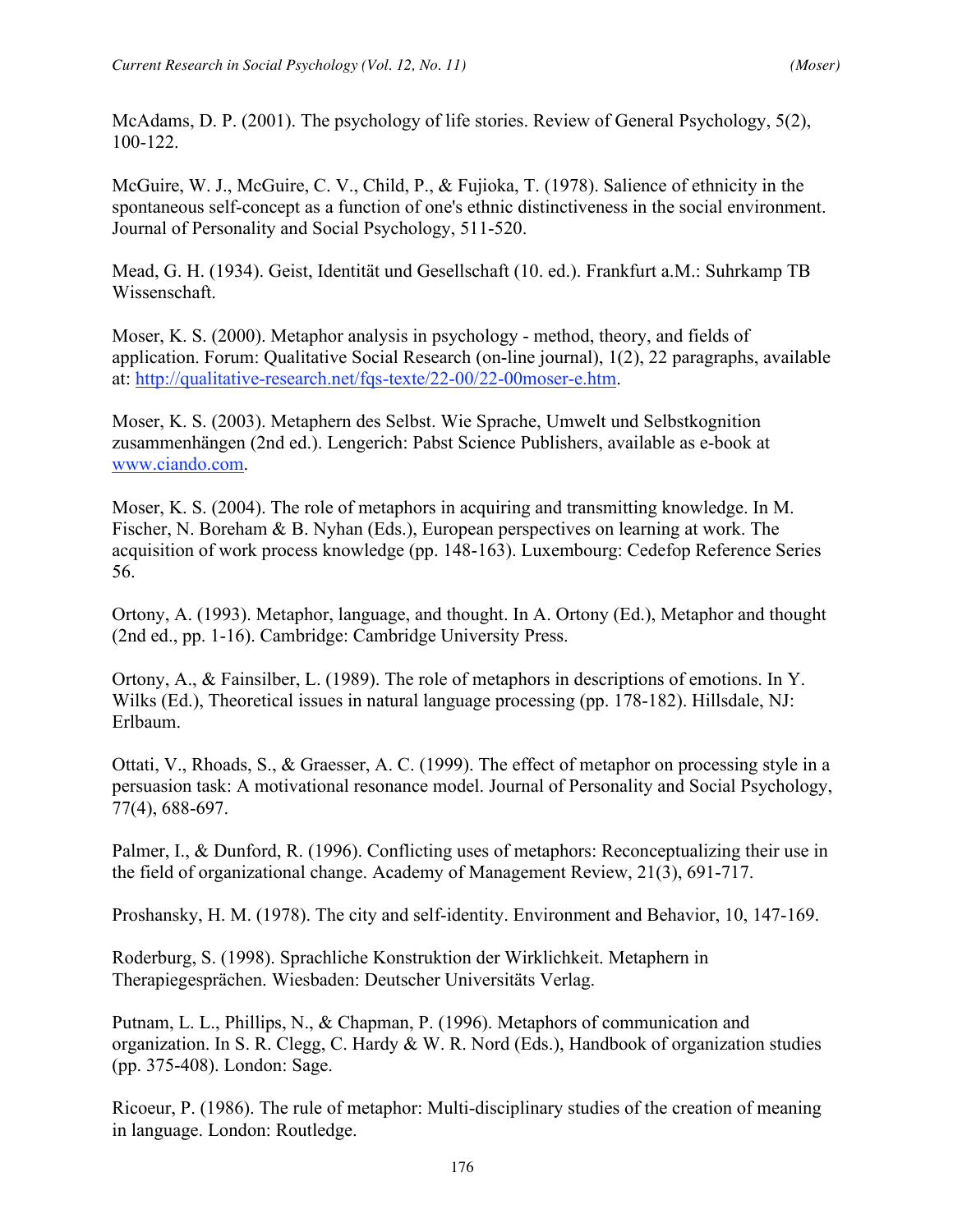McAdams, D. P. (2001). The psychology of life stories. Review of General Psychology, 5(2), 100-122.

McGuire, W. J., McGuire, C. V., Child, P., & Fujioka, T. (1978). Salience of ethnicity in the spontaneous self-concept as a function of one's ethnic distinctiveness in the social environment. Journal of Personality and Social Psychology, 511-520.

Mead, G. H. (1934). Geist, Identität und Gesellschaft (10. ed.). Frankfurt a.M.: Suhrkamp TB Wissenschaft.

Moser, K. S. (2000). Metaphor analysis in psychology - method, theory, and fields of application. Forum: Qualitative Social Research (on-line journal), 1(2), 22 paragraphs, available at: [http://qualitative-research.net/fqs-texte/22-00/22-00moser-e.htm](http://qualitative-research.net/fqs-texte/22-00/22-00moser-e.htm).

Moser, K. S. (2003). Metaphern des Selbst. Wie Sprache, Umwelt und Selbstkognition zusammenhängen (2nd ed.). Lengerich: Pabst Science Publishers, available as e-book at [www.ciando.com](www.ciando.com).

Moser, K. S. (2004). The role of metaphors in acquiring and transmitting knowledge. In M. Fischer, N. Boreham & B. Nyhan (Eds.), European perspectives on learning at work. The acquisition of work process knowledge (pp. 148-163). Luxembourg: Cedefop Reference Series 56.

Ortony, A. (1993). Metaphor, language, and thought. In A. Ortony (Ed.), Metaphor and thought (2nd ed., pp. 1-16). Cambridge: Cambridge University Press.

Ortony, A., & Fainsilber, L. (1989). The role of metaphors in descriptions of emotions. In Y. Wilks (Ed.), Theoretical issues in natural language processing (pp. 178-182). Hillsdale, NJ: Erlbaum.

Ottati, V., Rhoads, S., & Graesser, A. C. (1999). The effect of metaphor on processing style in a persuasion task: A motivational resonance model. Journal of Personality and Social Psychology, 77(4), 688-697.

Palmer, I., & Dunford, R. (1996). Conflicting uses of metaphors: Reconceptualizing their use in the field of organizational change. Academy of Management Review, 21(3), 691-717.

Proshansky, H. M. (1978). The city and self-identity. Environment and Behavior, 10, 147-169.

Roderburg, S. (1998). Sprachliche Konstruktion der Wirklichkeit. Metaphern in Therapiegesprächen. Wiesbaden: Deutscher Universitäts Verlag.

Putnam, L. L., Phillips, N., & Chapman, P. (1996). Metaphors of communication and organization. In S. R. Clegg, C. Hardy & W. R. Nord (Eds.), Handbook of organization studies (pp. 375-408). London: Sage.

Ricoeur, P. (1986). The rule of metaphor: Multi-disciplinary studies of the creation of meaning in language. London: Routledge.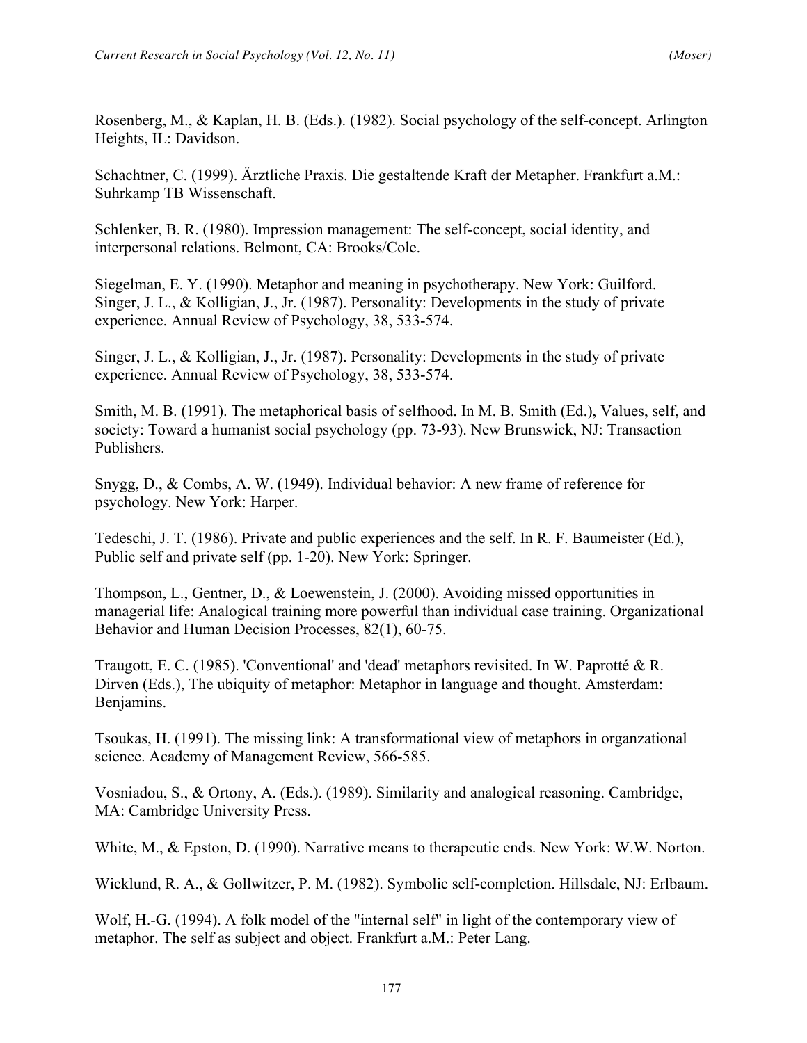Rosenberg, M., & Kaplan, H. B. (Eds.). (1982). Social psychology of the self-concept. Arlington Heights, IL: Davidson.

Schachtner, C. (1999). Ärztliche Praxis. Die gestaltende Kraft der Metapher. Frankfurt a.M.: Suhrkamp TB Wissenschaft.

Schlenker, B. R. (1980). Impression management: The self-concept, social identity, and interpersonal relations. Belmont, CA: Brooks/Cole.

Siegelman, E. Y. (1990). Metaphor and meaning in psychotherapy. New York: Guilford.
Singer, J. L., & Kolligian, J., Jr. (1987). Personality: Developments in the study of private experience. Annual Review of Psychology, 38, 533-574.

Singer, J. L., & Kolligian, J., Jr. (1987). Personality: Developments in the study of private experience. Annual Review of Psychology, 38, 533-574.

Smith, M. B. (1991). The metaphorical basis of selfhood. In M. B. Smith (Ed.), Values, self, and society: Toward a humanist social psychology (pp. 73-93). New Brunswick, NJ: Transaction Publishers.

Snygg, D., & Combs, A. W. (1949). Individual behavior: A new frame of reference for psychology. New York: Harper.

Tedeschi, J. T. (1986). Private and public experiences and the self. In R. F. Baumeister (Ed.), Public self and private self (pp. 1-20). New York: Springer.

Thompson, L., Gentner, D., & Loewenstein, J. (2000). Avoiding missed opportunities in managerial life: Analogical training more powerful than individual case training. Organizational Behavior and Human Decision Processes, 82(1), 60-75.

Traugott, E. C. (1985). 'Conventional' and 'dead' metaphors revisited. In W. Paprotté & R. Dirven (Eds.), The ubiquity of metaphor: Metaphor in language and thought. Amsterdam: Benjamins.

Tsoukas, H. (1991). The missing link: A transformational view of metaphors in organzational science. Academy of Management Review, 566-585.

Vosniadou, S., & Ortony, A. (Eds.). (1989). Similarity and analogical reasoning. Cambridge, MA: Cambridge University Press.

White, M., & Epston, D. (1990). Narrative means to therapeutic ends. New York: W.W. Norton.

Wicklund, R. A., & Gollwitzer, P. M. (1982). Symbolic self-completion. Hillsdale, NJ: Erlbaum.

Wolf, H.-G. (1994). A folk model of the "internal self" in light of the contemporary view of metaphor. The self as subject and object. Frankfurt a.M.: Peter Lang.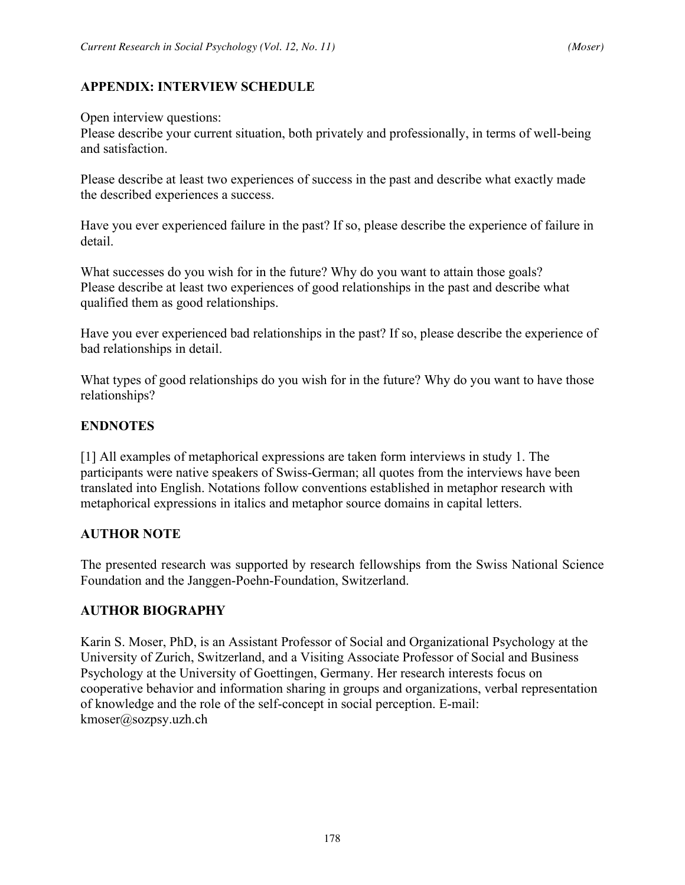## APPENDIX: INTERVIEW SCHEDULE

Open interview questions:
Please describe your current situation, both privately and professionally, in terms of well-being and satisfaction.

Please describe at least two experiences of success in the past and describe what exactly made the described experiences a success.

Have you ever experienced failure in the past? If so, please describe the experience of failure in detail.

What successes do you wish for in the future? Why do you want to attain those goals?
Please describe at least two experiences of good relationships in the past and describe what qualified them as good relationships.

Have you ever experienced bad relationships in the past? If so, please describe the experience of bad relationships in detail.

What types of good relationships do you wish for in the future? Why do you want to have those relationships?

## ENDNOTES

[1] All examples of metaphorical expressions are taken form interviews in study 1. The participants were native speakers of Swiss-German; all quotes from the interviews have been translated into English. Notations follow conventions established in metaphor research with metaphorical expressions in italics and metaphor source domains in capital letters.

## AUTHOR NOTE

The presented research was supported by research fellowships from the Swiss National Science Foundation and the Janggen-Poehn-Foundation, Switzerland.

## AUTHOR BIOGRAPHY

Karin S. Moser, PhD, is an Assistant Professor of Social and Organizational Psychology at the University of Zurich, Switzerland, and a Visiting Associate Professor of Social and Business Psychology at the University of Goettingen, Germany. Her research interests focus on cooperative behavior and information sharing in groups and organizations, verbal representation of knowledge and the role of the self-concept in social perception. E-mail: kmoser@sozpsy.uzh.ch